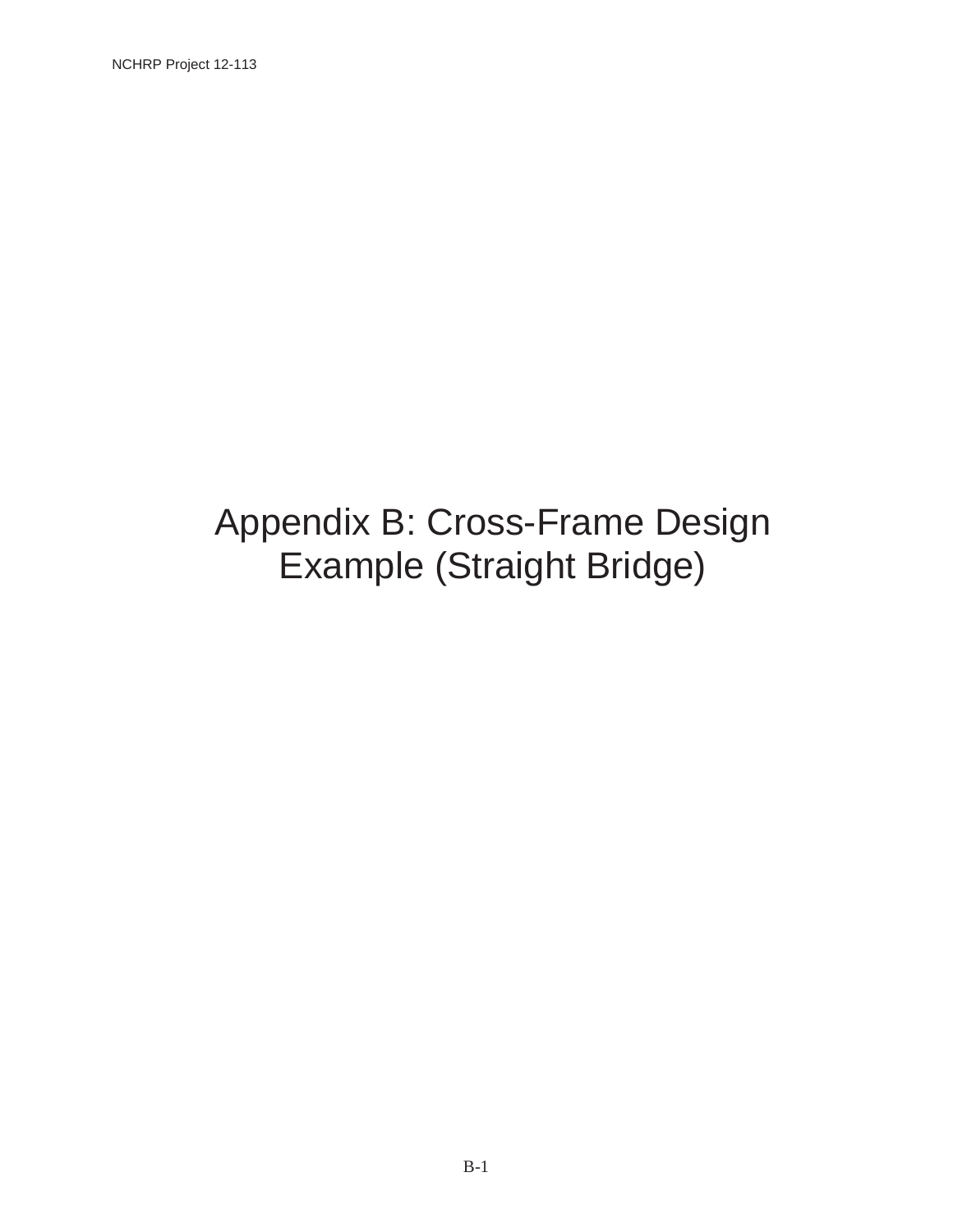# Appendix B: Cross-Frame Design Example (Straight Bridge)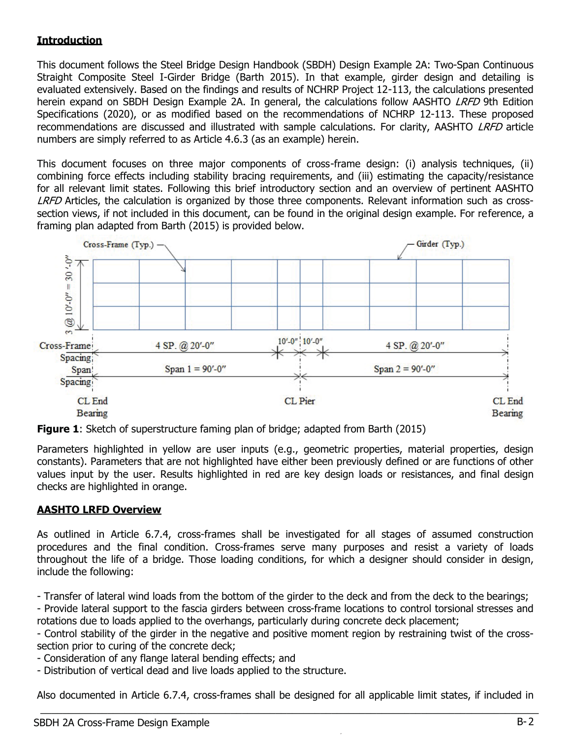**Introduction**

This document follows the Steel Bridge Design Handbook (SBDH) Design Example 2A: Two-Span Continuous Straight Composite Steel I-Girder Bridge (Barth 2015). In that example, girder design and detailing is evaluated extensively. Based on the findings and results of NCHRP Project 12-113, the calculations presented herein expand on SBDH Design Example 2A. In general, the calculations follow AASHTO *LRFD* 9th Edition Specifications (2020), or as modified based on the recommendations of NCHRP 12-113. These proposed recommendations are discussed and illustrated with sample calculations. For clarity, AASHTO *LRFD* article numbers are simply referred to as Article 4.6.3 (as an example) herein.

This document focuses on three major components of cross-frame design: (i) analysis techniques, (ii) combining force effects including stability bracing requirements, and (iii) estimating the capacity/resistance for all relevant limit states. Following this brief introductory section and an overview of pertinent AASHTO *LRFD* Articles, the calculation is organized by those three components. Relevant information such as cross-section views, if not included in this document, can be found in the original design example. For reference, a framing plan adapted from Barth (2015) is provided below.

**Figure 1**: Sketch of superstructure faming plan of bridge; adapted from Barth (2015)

Parameters highlighted in yellow are user inputs (e.g., geometric properties, material properties, design constants). Parameters that are not highlighted have either been previously defined or are functions of other values input by the user. Results highlighted in red are key design loads or resistances, and final design checks are highlighted in orange.

**AASHTO LRFD Overview**

As outlined in Article 6.7.4, cross-frames shall be investigated for all stages of assumed construction procedures and the final condition. Cross-frames serve many purposes and resist a variety of loads throughout the life of a bridge. Those loading conditions, for which a designer should consider in design, include the following:

- Transfer of lateral wind loads from the bottom of the girder to the deck and from the deck to the bearings;
- Provide lateral support to the fascia girders between cross-frame locations to control torsional stresses and rotations due to loads applied to the overhangs, particularly during concrete deck placement;
- Control stability of the girder in the negative and positive moment region by restraining twist of the cross-section prior to curing of the concrete deck;
- Consideration of any flange lateral bending effects; and
- Distribution of vertical dead and live loads applied to the structure.

Also documented in Article 6.7.4, cross-frames shall be designed for all applicable limit states, if included in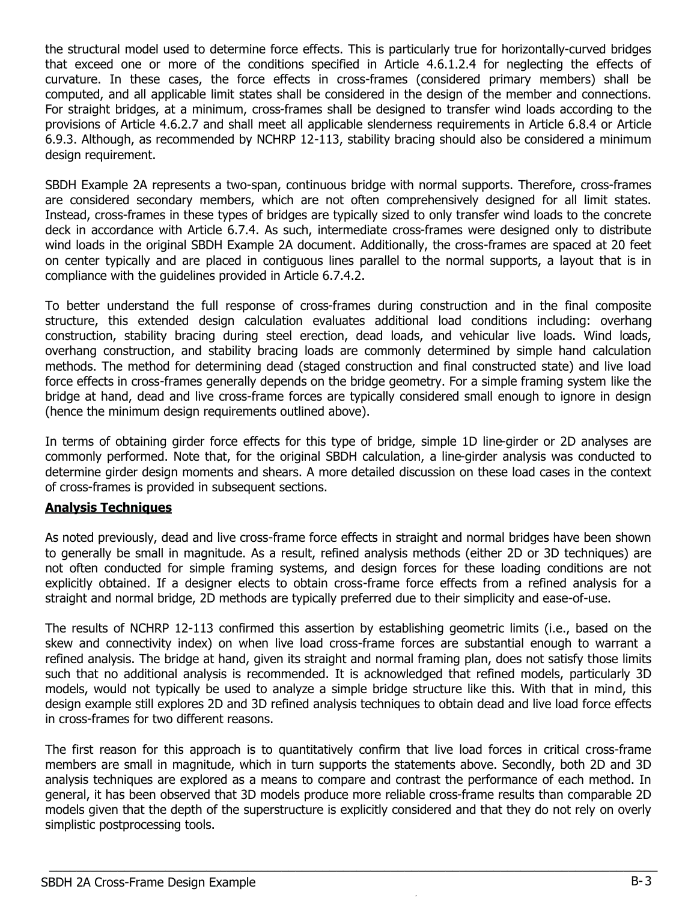the structural model used to determine force effects. This is particularly true for horizontally-curved bridges that exceed one or more of the conditions specified in Article 4.6.1.2.4 for neglecting the effects of curvature. In these cases, the force effects in cross-frames (considered primary members) shall be computed, and all applicable limit states shall be considered in the design of the member and connections. For straight bridges, at a minimum, cross-frames shall be designed to transfer wind loads according to the provisions of Article 4.6.2.7 and shall meet all applicable slenderness requirements in Article 6.8.4 or Article 6.9.3. Although, as recommended by NCHRP 12-113, stability bracing should also be considered a minimum design requirement.

SBDH Example 2A represents a two-span, continuous bridge with normal supports. Therefore, cross-frames are considered secondary members, which are not often comprehensively designed for all limit states. Instead, cross-frames in these types of bridges are typically sized to only transfer wind loads to the concrete deck in accordance with Article 6.7.4. As such, intermediate cross-frames were designed only to distribute wind loads in the original SBDH Example 2A document. Additionally, the cross-frames are spaced at 20 feet on center typically and are placed in contiguous lines parallel to the normal supports, a layout that is in compliance with the guidelines provided in Article 6.7.4.2.

To better understand the full response of cross-frames during construction and in the final composite structure, this extended design calculation evaluates additional load conditions including: overhang construction, stability bracing during steel erection, dead loads, and vehicular live loads. Wind loads, overhang construction, and stability bracing loads are commonly determined by simple hand calculation methods. The method for determining dead (staged construction and final constructed state) and live load force effects in cross-frames generally depends on the bridge geometry. For a simple framing system like the bridge at hand, dead and live cross-frame forces are typically considered small enough to ignore in design (hence the minimum design requirements outlined above).

In terms of obtaining girder force effects for this type of bridge, simple 1D line-girder or 2D analyses are commonly performed. Note that, for the original SBDH calculation, a line-girder analysis was conducted to determine girder design moments and shears. A more detailed discussion on these load cases in the context of cross-frames is provided in subsequent sections.

**Analysis Techniques**

As noted previously, dead and live cross-frame force effects in straight and normal bridges have been shown to generally be small in magnitude. As a result, refined analysis methods (either 2D or 3D techniques) are not often conducted for simple framing systems, and design forces for these loading conditions are not explicitly obtained. If a designer elects to obtain cross-frame force effects from a refined analysis for a straight and normal bridge, 2D methods are typically preferred due to their simplicity and ease-of-use.

The results of NCHRP 12-113 confirmed this assertion by establishing geometric limits (i.e., based on the skew and connectivity index) on when live load cross-frame forces are substantial enough to warrant a refined analysis. The bridge at hand, given its straight and normal framing plan, does not satisfy those limits such that no additional analysis is recommended. It is acknowledged that refined models, particularly 3D models, would not typically be used to analyze a simple bridge structure like this. With that in mind, this design example still explores 2D and 3D refined analysis techniques to obtain dead and live load force effects in cross-frames for two different reasons.

The first reason for this approach is to quantitatively confirm that live load forces in critical cross-frame members are small in magnitude, which in turn supports the statements above. Secondly, both 2D and 3D analysis techniques are explored as a means to compare and contrast the performance of each method. In general, it has been observed that 3D models produce more reliable cross-frame results than comparable 2D models given that the depth of the superstructure is explicitly considered and that they do not rely on overly simplistic postprocessing tools.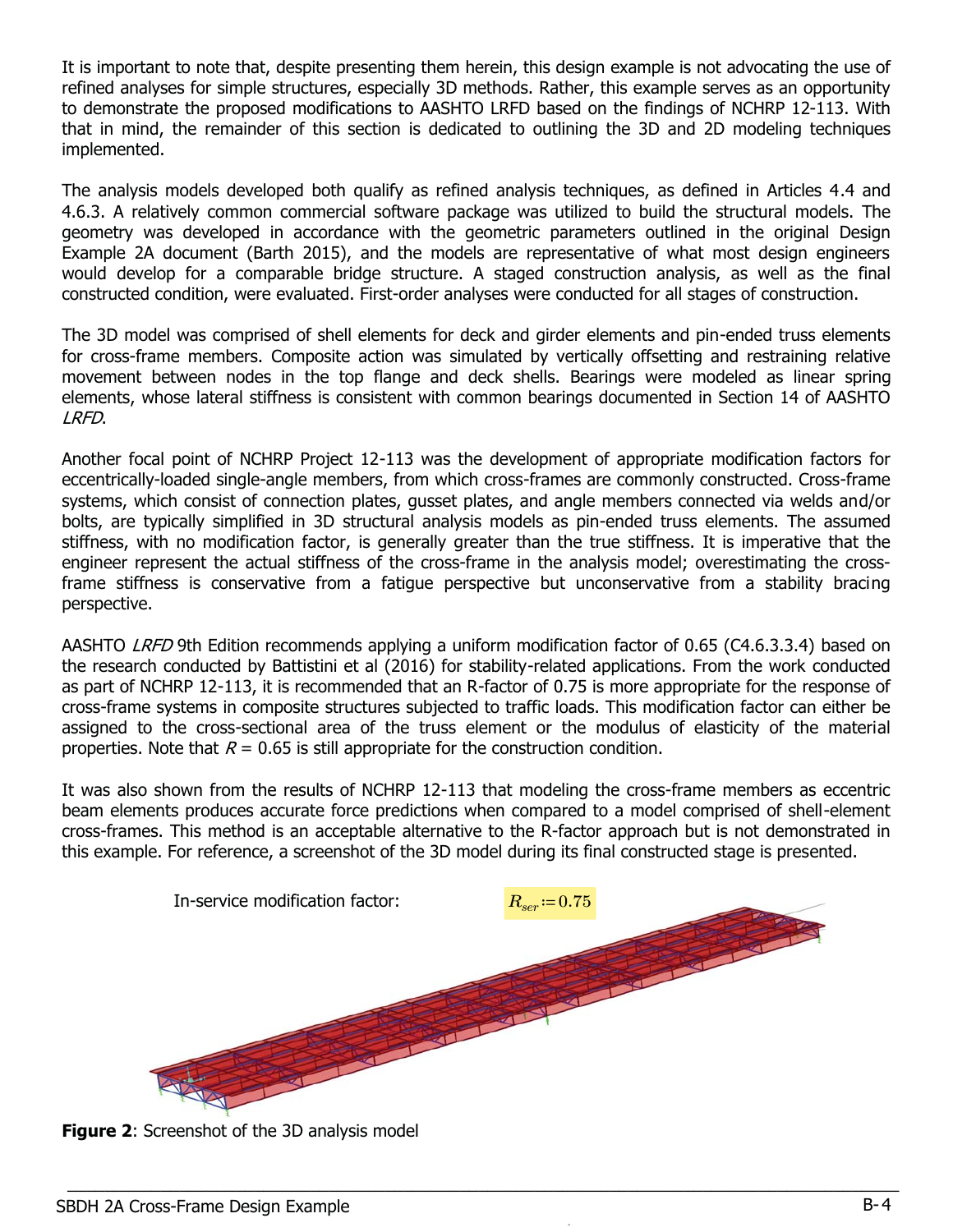It is important to note that, despite presenting them herein, this design example is not advocating the use of refined analyses for simple structures, especially 3D methods. Rather, this example serves as an opportunity to demonstrate the proposed modifications to AASHTO LRFD based on the findings of NCHRP 12-113. With that in mind, the remainder of this section is dedicated to outlining the 3D and 2D modeling techniques implemented.

The analysis models developed both qualify as refined analysis techniques, as defined in Articles 4.4 and 4.6.3. A relatively common commercial software package was utilized to build the structural models. The geometry was developed in accordance with the geometric parameters outlined in the original Design Example 2A document (Barth 2015), and the models are representative of what most design engineers would develop for a comparable bridge structure. A staged construction analysis, as well as the final constructed condition, were evaluated. First-order analyses were conducted for all stages of construction.

The 3D model was comprised of shell elements for deck and girder elements and pin-ended truss elements for cross-frame members. Composite action was simulated by vertically offsetting and restraining relative movement between nodes in the top flange and deck shells. Bearings were modeled as linear spring elements, whose lateral stiffness is consistent with common bearings documented in Section 14 of AASHTO *LRFD*.

Another focal point of NCHRP Project 12-113 was the development of appropriate modification factors for eccentrically-loaded single-angle members, from which cross-frames are commonly constructed. Cross-frame systems, which consist of connection plates, gusset plates, and angle members connected via welds and/or bolts, are typically simplified in 3D structural analysis models as pin-ended truss elements. The assumed stiffness, with no modification factor, is generally greater than the true stiffness. It is imperative that the engineer represent the actual stiffness of the cross-frame in the analysis model; overestimating the cross-frame stiffness is conservative from a fatigue perspective but unconservative from a stability bracing perspective.

AASHTO *LRFD* 9th Edition recommends applying a uniform modification factor of 0.65 (C4.6.3.3.4) based on the research conducted by Battistini et al (2016) for stability-related applications. From the work conducted as part of NCHRP 12-113, it is recommended that an R-factor of 0.75 is more appropriate for the response of cross-frame systems in composite structures subjected to traffic loads. This modification factor can either be assigned to the cross-sectional area of the truss element or the modulus of elasticity of the material properties. Note that $R = 0.65$ is still appropriate for the construction condition.

It was also shown from the results of NCHRP 12-113 that modeling the cross-frame members as eccentric beam elements produces accurate force predictions when compared to a model comprised of shell-element cross-frames. This method is an acceptable alternative to the R-factor approach but is not demonstrated in this example. For reference, a screenshot of the 3D model during its final constructed stage is presented.

In-service modification factor: $R_{ser} := 0.75$

**Figure 2**: Screenshot of the 3D analysis model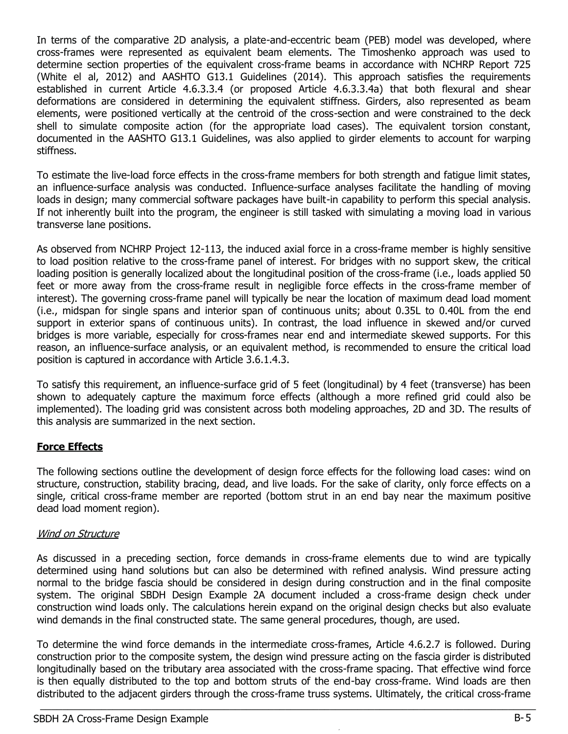In terms of the comparative 2D analysis, a plate-and-eccentric beam (PEB) model was developed, where cross-frames were represented as equivalent beam elements. The Timoshenko approach was used to determine section properties of the equivalent cross-frame beams in accordance with NCHRP Report 725 (White el al, 2012) and AASHTO G13.1 Guidelines (2014). This approach satisfies the requirements established in current Article 4.6.3.3.4 (or proposed Article 4.6.3.3.4a) that both flexural and shear deformations are considered in determining the equivalent stiffness. Girders, also represented as beam elements, were positioned vertically at the centroid of the cross-section and were constrained to the deck shell to simulate composite action (for the appropriate load cases). The equivalent torsion constant, documented in the AASHTO G13.1 Guidelines, was also applied to girder elements to account for warping stiffness.

To estimate the live-load force effects in the cross-frame members for both strength and fatigue limit states, an influence-surface analysis was conducted. Influence-surface analyses facilitate the handling of moving loads in design; many commercial software packages have built-in capability to perform this special analysis. If not inherently built into the program, the engineer is still tasked with simulating a moving load in various transverse lane positions.

As observed from NCHRP Project 12-113, the induced axial force in a cross-frame member is highly sensitive to load position relative to the cross-frame panel of interest. For bridges with no support skew, the critical loading position is generally localized about the longitudinal position of the cross-frame (i.e., loads applied 50 feet or more away from the cross-frame result in negligible force effects in the cross-frame member of interest). The governing cross-frame panel will typically be near the location of maximum dead load moment (i.e., midspan for single spans and interior span of continuous units; about 0.35L to 0.40L from the end support in exterior spans of continuous units). In contrast, the load influence in skewed and/or curved bridges is more variable, especially for cross-frames near end and intermediate skewed supports. For this reason, an influence-surface analysis, or an equivalent method, is recommended to ensure the critical load position is captured in accordance with Article 3.6.1.4.3.

To satisfy this requirement, an influence-surface grid of 5 feet (longitudinal) by 4 feet (transverse) has been shown to adequately capture the maximum force effects (although a more refined grid could also be implemented). The loading grid was consistent across both modeling approaches, 2D and 3D. The results of this analysis are summarized in the next section.

## **Force Effects**

The following sections outline the development of design force effects for the following load cases: wind on structure, construction, stability bracing, dead, and live loads. For the sake of clarity, only force effects on a single, critical cross-frame member are reported (bottom strut in an end bay near the maximum positive dead load moment region).

### *Wind on Structure*

As discussed in a preceding section, force demands in cross-frame elements due to wind are typically determined using hand solutions but can also be determined with refined analysis. Wind pressure acting normal to the bridge fascia should be considered in design during construction and in the final composite system. The original SBDH Design Example 2A document included a cross-frame design check under construction wind loads only. The calculations herein expand on the original design checks but also evaluate wind demands in the final constructed state. The same general procedures, though, are used.

To determine the wind force demands in the intermediate cross-frames, Article 4.6.2.7 is followed. During construction prior to the composite system, the design wind pressure acting on the fascia girder is distributed longitudinally based on the tributary area associated with the cross-frame spacing. That effective wind force is then equally distributed to the top and bottom struts of the end-bay cross-frame. Wind loads are then distributed to the adjacent girders through the cross-frame truss systems. Ultimately, the critical cross-frame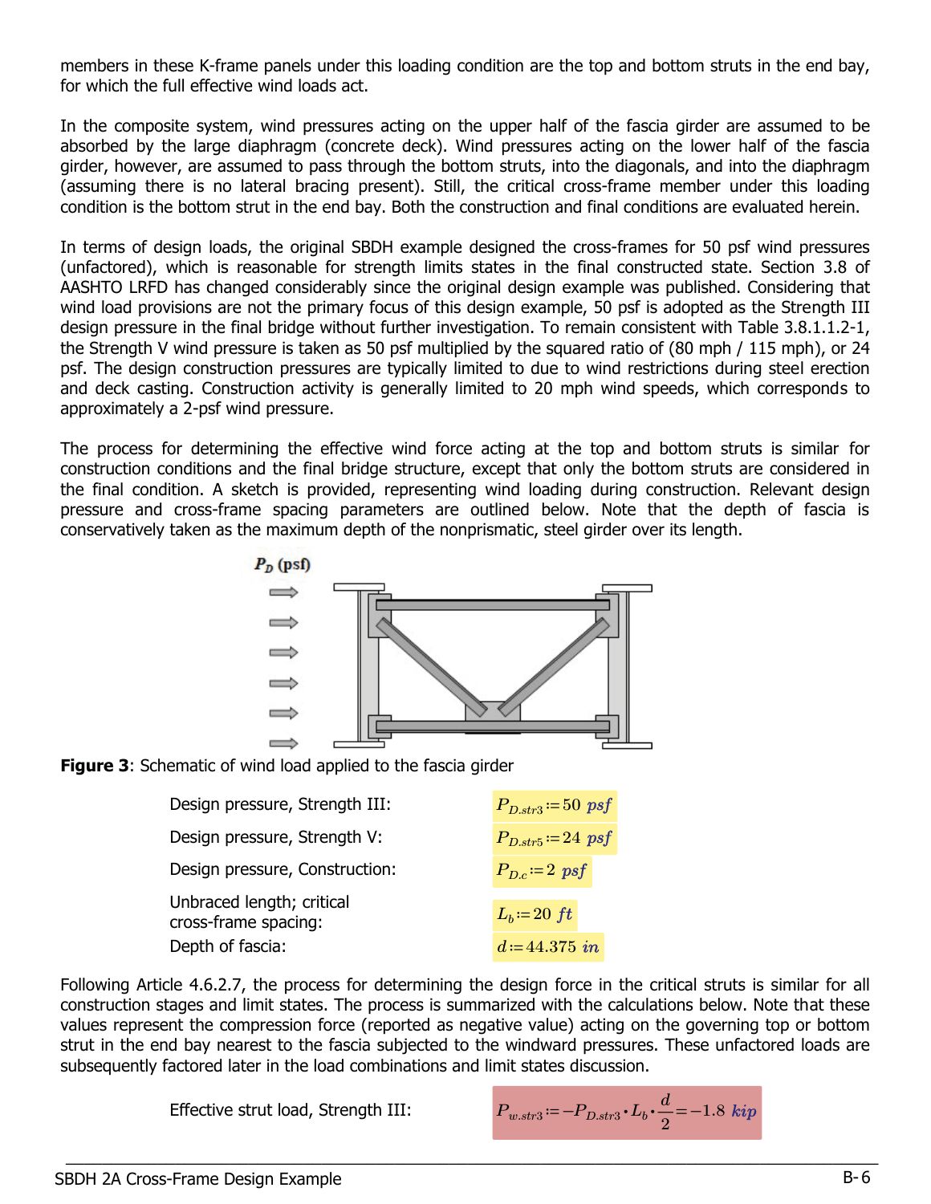members in these K-frame panels under this loading condition are the top and bottom struts in the end bay, for which the full effective wind loads act.

In the composite system, wind pressures acting on the upper half of the fascia girder are assumed to be absorbed by the large diaphragm (concrete deck). Wind pressures acting on the lower half of the fascia girder, however, are assumed to pass through the bottom struts, into the diagonals, and into the diaphragm (assuming there is no lateral bracing present). Still, the critical cross-frame member under this loading condition is the bottom strut in the end bay. Both the construction and final conditions are evaluated herein.

In terms of design loads, the original SBDH example designed the cross-frames for 50 psf wind pressures (unfactored), which is reasonable for strength limits states in the final constructed state. Section 3.8 of AASHTO LRFD has changed considerably since the original design example was published. Considering that wind load provisions are not the primary focus of this design example, 50 psf is adopted as the Strength III design pressure in the final bridge without further investigation. To remain consistent with Table 3.8.1.1.2-1, the Strength V wind pressure is taken as 50 psf multiplied by the squared ratio of (80 mph / 115 mph), or 24 psf. The design construction pressures are typically limited to due to wind restrictions during steel erection and deck casting. Construction activity is generally limited to 20 mph wind speeds, which corresponds to approximately a 2-psf wind pressure.

The process for determining the effective wind force acting at the top and bottom struts is similar for construction conditions and the final bridge structure, except that only the bottom struts are considered in the final condition. A sketch is provided, representing wind loading during construction. Relevant design pressure and cross-frame spacing parameters are outlined below. Note that the depth of fascia is conservatively taken as the maximum depth of the nonprismatic, steel girder over its length.

**Figure 3**: Schematic of wind load applied to the fascia girder

| | |
|---|---|
| Design pressure, Strength III: | $P_{D.str3} := 50\ psf$ |
| Design pressure, Strength V: | $P_{D.str5} := 24\ psf$ |
| Design pressure, Construction: | $P_{D.c} := 2\ psf$ |
| Unbraced length; critical cross-frame spacing: | $L_b := 20\ ft$ |
| Depth of fascia: | $d := 44.375\ in$ |

Following Article 4.6.2.7, the process for determining the design force in the critical struts is similar for all construction stages and limit states. The process is summarized with the calculations below. Note that these values represent the compression force (reported as negative value) acting on the governing top or bottom strut in the end bay nearest to the fascia subjected to the windward pressures. These unfactored loads are subsequently factored later in the load combinations and limit states discussion.

Effective strut load, Strength III:

$$P_{w.str3} := -P_{D.str3} \cdot L_b \cdot \frac{d}{2} = -1.8\ kip$$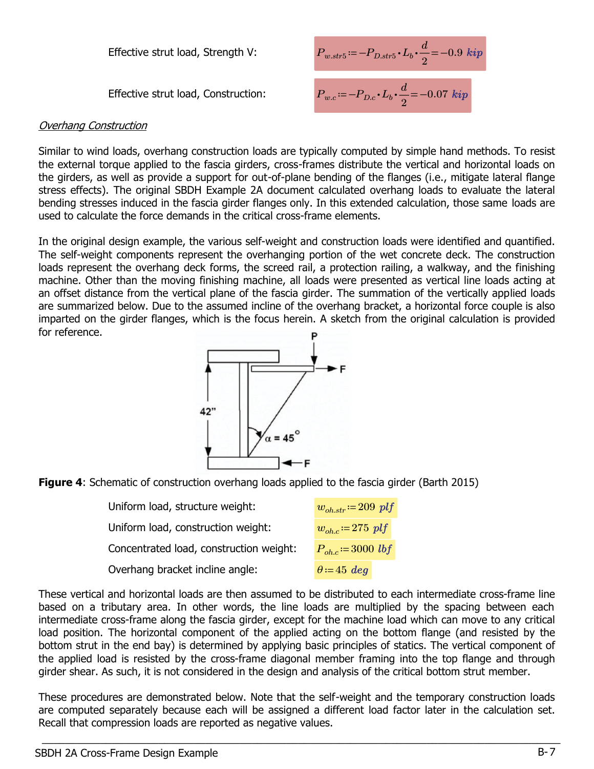Effective strut load, Strength V: $P_{w.str5} := -P_{D.str5} \cdot L_b \cdot \frac{d}{2} = -0.9 \; kip$

Effective strut load, Construction: $P_{w.c} := -P_{D.c} \cdot L_b \cdot \frac{d}{2} = -0.07 \; kip$

*Overhang Construction*

Similar to wind loads, overhang construction loads are typically computed by simple hand methods. To resist the external torque applied to the fascia girders, cross-frames distribute the vertical and horizontal loads on the girders, as well as provide a support for out-of-plane bending of the flanges (i.e., mitigate lateral flange stress effects). The original SBDH Example 2A document calculated overhang loads to evaluate the lateral bending stresses induced in the fascia girder flanges only. In this extended calculation, those same loads are used to calculate the force demands in the critical cross-frame elements.

In the original design example, the various self-weight and construction loads were identified and quantified. The self-weight components represent the overhanging portion of the wet concrete deck. The construction loads represent the overhang deck forms, the screed rail, a protection railing, a walkway, and the finishing machine. Other than the moving finishing machine, all loads were presented as vertical line loads acting at an offset distance from the vertical plane of the fascia girder. The summation of the vertically applied loads are summarized below. Due to the assumed incline of the overhang bracket, a horizontal force couple is also imparted on the girder flanges, which is the focus herein. A sketch from the original calculation is provided for reference.

**Figure 4**: Schematic of construction overhang loads applied to the fascia girder (Barth 2015)

Uniform load, structure weight: $w_{oh.str} := 209 \; plf$

Uniform load, construction weight: $w_{oh.c} := 275 \; plf$

Concentrated load, construction weight: $P_{oh.c} := 3000 \; lbf$

Overhang bracket incline angle: $\theta := 45 \; deg$

These vertical and horizontal loads are then assumed to be distributed to each intermediate cross-frame line based on a tributary area. In other words, the line loads are multiplied by the spacing between each intermediate cross-frame along the fascia girder, except for the machine load which can move to any critical load position. The horizontal component of the applied acting on the bottom flange (and resisted by the bottom strut in the end bay) is determined by applying basic principles of statics. The vertical component of the applied load is resisted by the cross-frame diagonal member framing into the top flange and through girder shear. As such, it is not considered in the design and analysis of the critical bottom strut member.

These procedures are demonstrated below. Note that the self-weight and the temporary construction loads are computed separately because each will be assigned a different load factor later in the calculation set. Recall that compression loads are reported as negative values.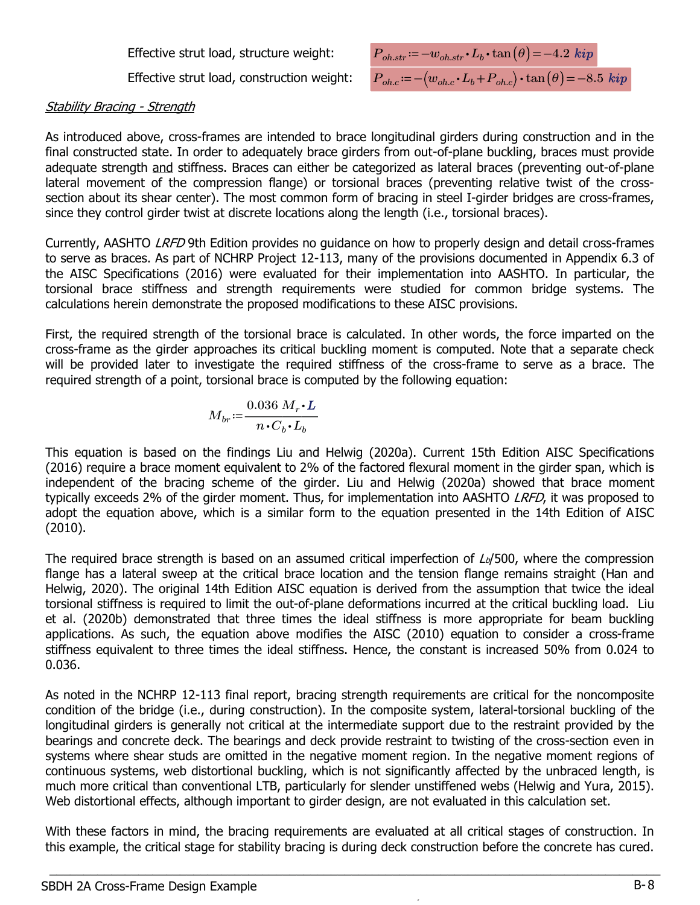Effective strut load, structure weight: $P_{oh.str} := -w_{oh.str} \cdot L_b \cdot \tan(\theta) = -4.2\ kip$

Effective strut load, construction weight: $P_{oh.c} := -(w_{oh.c} \cdot L_b + P_{oh.c}) \cdot \tan(\theta) = -8.5\ kip$

*Stability Bracing - Strength*

As introduced above, cross-frames are intended to brace longitudinal girders during construction and in the final constructed state. In order to adequately brace girders from out-of-plane buckling, braces must provide adequate strength and stiffness. Braces can either be categorized as lateral braces (preventing out-of-plane lateral movement of the compression flange) or torsional braces (preventing relative twist of the cross-section about its shear center). The most common form of bracing in steel I-girder bridges are cross-frames, since they control girder twist at discrete locations along the length (i.e., torsional braces).

Currently, AASHTO *LRFD* 9th Edition provides no guidance on how to properly design and detail cross-frames to serve as braces. As part of NCHRP Project 12-113, many of the provisions documented in Appendix 6.3 of the AISC Specifications (2016) were evaluated for their implementation into AASHTO. In particular, the torsional brace stiffness and strength requirements were studied for common bridge systems. The calculations herein demonstrate the proposed modifications to these AISC provisions.

First, the required strength of the torsional brace is calculated. In other words, the force imparted on the cross-frame as the girder approaches its critical buckling moment is computed. Note that a separate check will be provided later to investigate the required stiffness of the cross-frame to serve as a brace. The required strength of a point, torsional brace is computed by the following equation:

$$M_{br} := \frac{0.036\ M_r \cdot L}{n \cdot C_b \cdot L_b}$$

This equation is based on the findings Liu and Helwig (2020a). Current 15th Edition AISC Specifications (2016) require a brace moment equivalent to 2% of the factored flexural moment in the girder span, which is independent of the bracing scheme of the girder. Liu and Helwig (2020a) showed that brace moment typically exceeds 2% of the girder moment. Thus, for implementation into AASHTO *LRFD*, it was proposed to adopt the equation above, which is a similar form to the equation presented in the 14th Edition of AISC (2010).

The required brace strength is based on an assumed critical imperfection of $L_b$/500, where the compression flange has a lateral sweep at the critical brace location and the tension flange remains straight (Han and Helwig, 2020). The original 14th Edition AISC equation is derived from the assumption that twice the ideal torsional stiffness is required to limit the out-of-plane deformations incurred at the critical buckling load. Liu et al. (2020b) demonstrated that three times the ideal stiffness is more appropriate for beam buckling applications. As such, the equation above modifies the AISC (2010) equation to consider a cross-frame stiffness equivalent to three times the ideal stiffness. Hence, the constant is increased 50% from 0.024 to 0.036.

As noted in the NCHRP 12-113 final report, bracing strength requirements are critical for the noncomposite condition of the bridge (i.e., during construction). In the composite system, lateral-torsional buckling of the longitudinal girders is generally not critical at the intermediate support due to the restraint provided by the bearings and concrete deck. The bearings and deck provide restraint to twisting of the cross-section even in systems where shear studs are omitted in the negative moment region. In the negative moment regions of continuous systems, web distortional buckling, which is not significantly affected by the unbraced length, is much more critical than conventional LTB, particularly for slender unstiffened webs (Helwig and Yura, 2015). Web distortional effects, although important to girder design, are not evaluated in this calculation set.

With these factors in mind, the bracing requirements are evaluated at all critical stages of construction. In this example, the critical stage for stability bracing is during deck construction before the concrete has cured.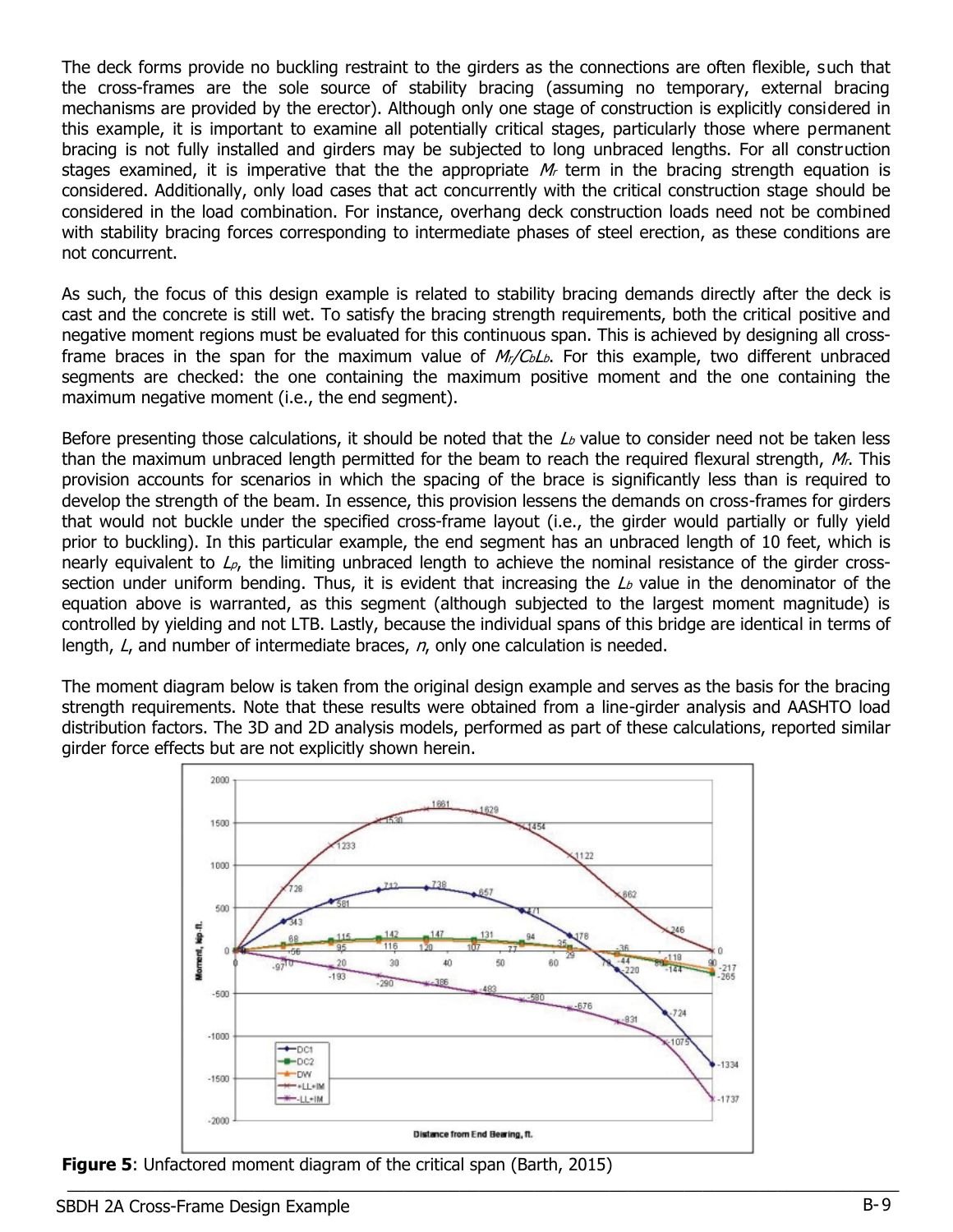The deck forms provide no buckling restraint to the girders as the connections are often flexible, such that the cross-frames are the sole source of stability bracing (assuming no temporary, external bracing mechanisms are provided by the erector). Although only one stage of construction is explicitly considered in this example, it is important to examine all potentially critical stages, particularly those where permanent bracing is not fully installed and girders may be subjected to long unbraced lengths. For all construction stages examined, it is imperative that the the appropriate $M_r$ term in the bracing strength equation is considered. Additionally, only load cases that act concurrently with the critical construction stage should be considered in the load combination. For instance, overhang deck construction loads need not be combined with stability bracing forces corresponding to intermediate phases of steel erection, as these conditions are not concurrent.

As such, the focus of this design example is related to stability bracing demands directly after the deck is cast and the concrete is still wet. To satisfy the bracing strength requirements, both the critical positive and negative moment regions must be evaluated for this continuous span. This is achieved by designing all cross-frame braces in the span for the maximum value of $M_r/C_bL_b$. For this example, two different unbraced segments are checked: the one containing the maximum positive moment and the one containing the maximum negative moment (i.e., the end segment).

Before presenting those calculations, it should be noted that the $L_b$ value to consider need not be taken less than the maximum unbraced length permitted for the beam to reach the required flexural strength, $M_r$. This provision accounts for scenarios in which the spacing of the brace is significantly less than is required to develop the strength of the beam. In essence, this provision lessens the demands on cross-frames for girders that would not buckle under the specified cross-frame layout (i.e., the girder would partially or fully yield prior to buckling). In this particular example, the end segment has an unbraced length of 10 feet, which is nearly equivalent to $L_p$, the limiting unbraced length to achieve the nominal resistance of the girder cross-section under uniform bending. Thus, it is evident that increasing the $L_b$ value in the denominator of the equation above is warranted, as this segment (although subjected to the largest moment magnitude) is controlled by yielding and not LTB. Lastly, because the individual spans of this bridge are identical in terms of length, $L$, and number of intermediate braces, $n$, only one calculation is needed.

The moment diagram below is taken from the original design example and serves as the basis for the bracing strength requirements. Note that these results were obtained from a line-girder analysis and AASHTO load distribution factors. The 3D and 2D analysis models, performed as part of these calculations, reported similar girder force effects but are not explicitly shown herein.

**Figure 5**: Unfactored moment diagram of the critical span (Barth, 2015)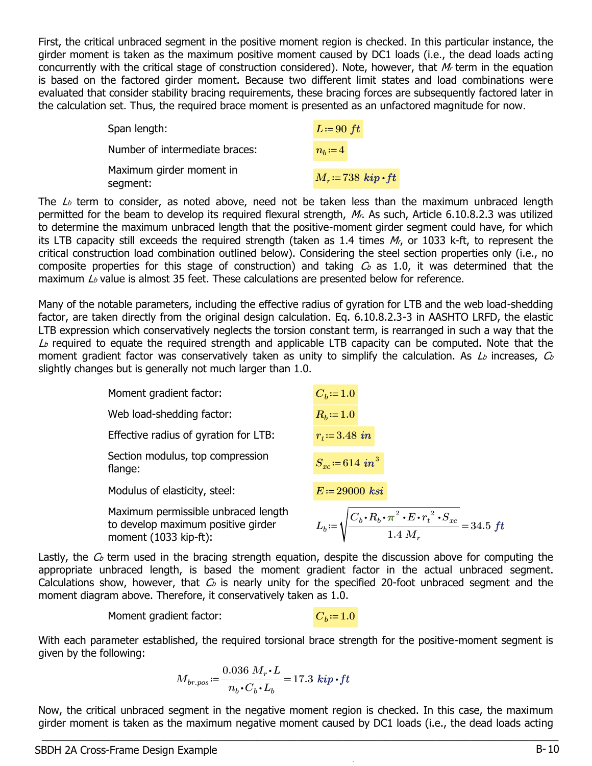First, the critical unbraced segment in the positive moment region is checked. In this particular instance, the girder moment is taken as the maximum positive moment caused by DC1 loads (i.e., the dead loads acting concurrently with the critical stage of construction considered). Note, however, that $M_r$ term in the equation is based on the factored girder moment. Because two different limit states and load combinations were evaluated that consider stability bracing requirements, these bracing forces are subsequently factored later in the calculation set. Thus, the required brace moment is presented as an unfactored magnitude for now.

| | |
|---|---|
| Span length: | $L := 90\ ft$ |
| Number of intermediate braces: | $n_b := 4$ |
| Maximum girder moment in segment: | $M_r := 738\ kip \cdot ft$ |

The $L_b$ term to consider, as noted above, need not be taken less than the maximum unbraced length permitted for the beam to develop its required flexural strength, $M_r$. As such, Article 6.10.8.2.3 was utilized to determine the maximum unbraced length that the positive-moment girder segment could have, for which its LTB capacity still exceeds the required strength (taken as 1.4 times $M_r$, or 1033 k-ft, to represent the critical construction load combination outlined below). Considering the steel section properties only (i.e., no composite properties for this stage of construction) and taking $C_b$ as 1.0, it was determined that the maximum $L_b$ value is almost 35 feet. These calculations are presented below for reference.

Many of the notable parameters, including the effective radius of gyration for LTB and the web load-shedding factor, are taken directly from the original design calculation. Eq. 6.10.8.2.3-3 in AASHTO LRFD, the elastic LTB expression which conservatively neglects the torsion constant term, is rearranged in such a way that the $L_b$ required to equate the required strength and applicable LTB capacity can be computed. Note that the moment gradient factor was conservatively taken as unity to simplify the calculation. As $L_b$ increases, $C_b$ slightly changes but is generally not much larger than 1.0.

| | |
|---|---|
| Moment gradient factor: | $C_b := 1.0$ |
| Web load-shedding factor: | $R_b := 1.0$ |
| Effective radius of gyration for LTB: | $r_t := 3.48\ in$ |
| Section modulus, top compression flange: | $S_{xc} := 614\ in^3$ |
| Modulus of elasticity, steel: | $E := 29000\ ksi$ |
| Maximum permissible unbraced length to develop maximum positive girder moment (1033 kip-ft): | $L_b := \sqrt{\dfrac{C_b \cdot R_b \cdot \pi^2 \cdot E \cdot r_t^2 \cdot S_{xc}}{1.4\ M_r}} = 34.5\ ft$ |

Lastly, the $C_b$ term used in the bracing strength equation, despite the discussion above for computing the appropriate unbraced length, is based the moment gradient factor in the actual unbraced segment. Calculations show, however, that $C_b$ is nearly unity for the specified 20-foot unbraced segment and the moment diagram above. Therefore, it conservatively taken as 1.0.

| | |
|---|---|
| Moment gradient factor: | $C_b := 1.0$ |

With each parameter established, the required torsional brace strength for the positive-moment segment is given by the following:

$$M_{br.pos} := \frac{0.036\ M_r \cdot L}{n_b \cdot C_b \cdot L_b} = 17.3\ kip \cdot ft$$

Now, the critical unbraced segment in the negative moment region is checked. In this case, the maximum girder moment is taken as the maximum negative moment caused by DC1 loads (i.e., the dead loads acting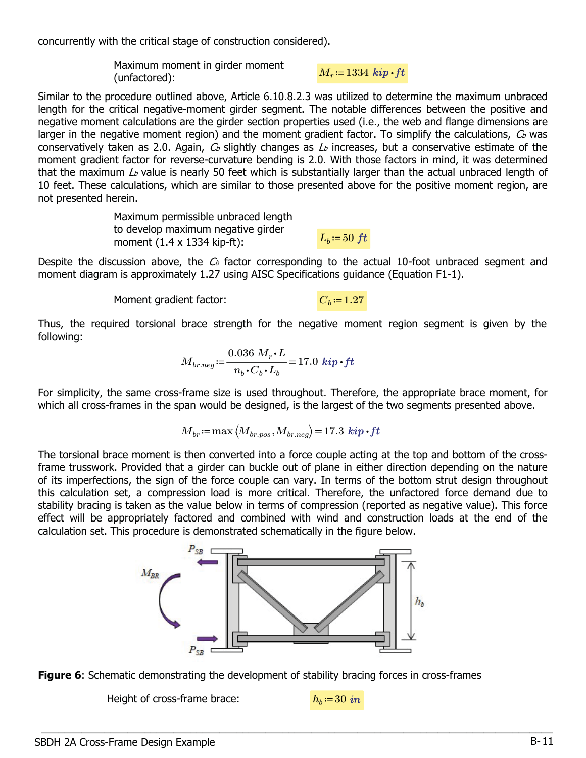concurrently with the critical stage of construction considered).

Maximum moment in girder moment (unfactored): $M_r := 1334\ kip \cdot ft$

Similar to the procedure outlined above, Article 6.10.8.2.3 was utilized to determine the maximum unbraced length for the critical negative-moment girder segment. The notable differences between the positive and negative moment calculations are the girder section properties used (i.e., the web and flange dimensions are larger in the negative moment region) and the moment gradient factor. To simplify the calculations, $C_b$ was conservatively taken as 2.0. Again, $C_b$ slightly changes as $L_b$ increases, but a conservative estimate of the moment gradient factor for reverse-curvature bending is 2.0. With those factors in mind, it was determined that the maximum $L_b$ value is nearly 50 feet which is substantially larger than the actual unbraced length of 10 feet. These calculations, which are similar to those presented above for the positive moment region, are not presented herein.

Maximum permissible unbraced length to develop maximum negative girder moment (1.4 x 1334 kip-ft): $L_b := 50\ ft$

Despite the discussion above, the $C_b$ factor corresponding to the actual 10-foot unbraced segment and moment diagram is approximately 1.27 using AISC Specifications guidance (Equation F1-1).

Moment gradient factor: $C_b := 1.27$

Thus, the required torsional brace strength for the negative moment region segment is given by the following:

$$M_{br.neg} := \frac{0.036\ M_r \cdot L}{n_b \cdot C_b \cdot L_b} = 17.0\ kip \cdot ft$$

For simplicity, the same cross-frame size is used throughout. Therefore, the appropriate brace moment, for which all cross-frames in the span would be designed, is the largest of the two segments presented above.

$$M_{br} := \max\left(M_{br.pos}, M_{br.neg}\right) = 17.3\ kip \cdot ft$$

The torsional brace moment is then converted into a force couple acting at the top and bottom of the cross-frame trusswork. Provided that a girder can buckle out of plane in either direction depending on the nature of its imperfections, the sign of the force couple can vary. In terms of the bottom strut design throughout this calculation set, a compression load is more critical. Therefore, the unfactored force demand due to stability bracing is taken as the value below in terms of compression (reported as negative value). This force effect will be appropriately factored and combined with wind and construction loads at the end of the calculation set. This procedure is demonstrated schematically in the figure below.

**Figure 6**: Schematic demonstrating the development of stability bracing forces in cross-frames

Height of cross-frame brace: $h_b := 30\ in$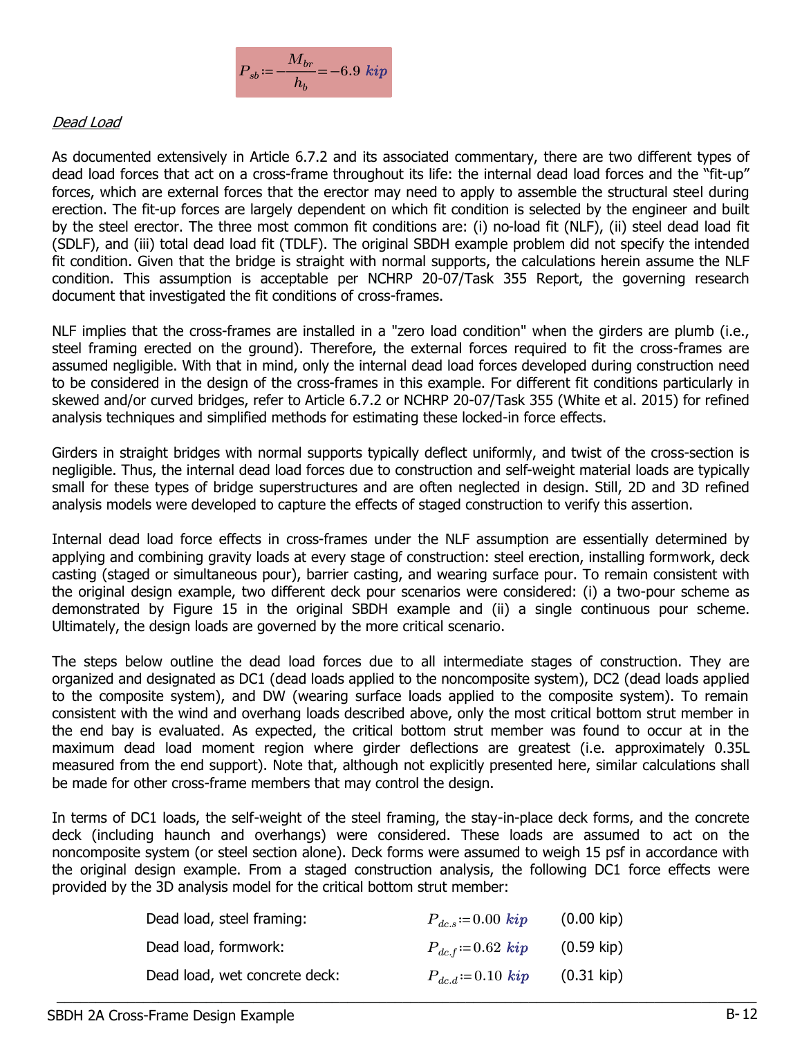$$P_{sb} := -\frac{M_{br}}{h_b} = -6.9\ kip$$

*Dead Load*

As documented extensively in Article 6.7.2 and its associated commentary, there are two different types of dead load forces that act on a cross-frame throughout its life: the internal dead load forces and the "fit-up" forces, which are external forces that the erector may need to apply to assemble the structural steel during erection. The fit-up forces are largely dependent on which fit condition is selected by the engineer and built by the steel erector. The three most common fit conditions are: (i) no-load fit (NLF), (ii) steel dead load fit (SDLF), and (iii) total dead load fit (TDLF). The original SBDH example problem did not specify the intended fit condition. Given that the bridge is straight with normal supports, the calculations herein assume the NLF condition. This assumption is acceptable per NCHRP 20-07/Task 355 Report, the governing research document that investigated the fit conditions of cross-frames.

NLF implies that the cross-frames are installed in a "zero load condition" when the girders are plumb (i.e., steel framing erected on the ground). Therefore, the external forces required to fit the cross-frames are assumed negligible. With that in mind, only the internal dead load forces developed during construction need to be considered in the design of the cross-frames in this example. For different fit conditions particularly in skewed and/or curved bridges, refer to Article 6.7.2 or NCHRP 20-07/Task 355 (White et al. 2015) for refined analysis techniques and simplified methods for estimating these locked-in force effects.

Girders in straight bridges with normal supports typically deflect uniformly, and twist of the cross-section is negligible. Thus, the internal dead load forces due to construction and self-weight material loads are typically small for these types of bridge superstructures and are often neglected in design. Still, 2D and 3D refined analysis models were developed to capture the effects of staged construction to verify this assertion.

Internal dead load force effects in cross-frames under the NLF assumption are essentially determined by applying and combining gravity loads at every stage of construction: steel erection, installing formwork, deck casting (staged or simultaneous pour), barrier casting, and wearing surface pour. To remain consistent with the original design example, two different deck pour scenarios were considered: (i) a two-pour scheme as demonstrated by Figure 15 in the original SBDH example and (ii) a single continuous pour scheme. Ultimately, the design loads are governed by the more critical scenario.

The steps below outline the dead load forces due to all intermediate stages of construction. They are organized and designated as DC1 (dead loads applied to the noncomposite system), DC2 (dead loads applied to the composite system), and DW (wearing surface loads applied to the composite system). To remain consistent with the wind and overhang loads described above, only the most critical bottom strut member in the end bay is evaluated. As expected, the critical bottom strut member was found to occur at in the maximum dead load moment region where girder deflections are greatest (i.e. approximately 0.35L measured from the end support). Note that, although not explicitly presented here, similar calculations shall be made for other cross-frame members that may control the design.

In terms of DC1 loads, the self-weight of the steel framing, the stay-in-place deck forms, and the concrete deck (including haunch and overhangs) were considered. These loads are assumed to act on the noncomposite system (or steel section alone). Deck forms were assumed to weigh 15 psf in accordance with the original design example. From a staged construction analysis, the following DC1 force effects were provided by the 3D analysis model for the critical bottom strut member:

| | | |
|---|---|---|
| Dead load, steel framing: | $P_{dc.s} := 0.00\ kip$ | (0.00 kip) |
| Dead load, formwork: | $P_{dc.f} := 0.62\ kip$ | (0.59 kip) |
| Dead load, wet concrete deck: | $P_{dc.d} := 0.10\ kip$ | (0.31 kip) |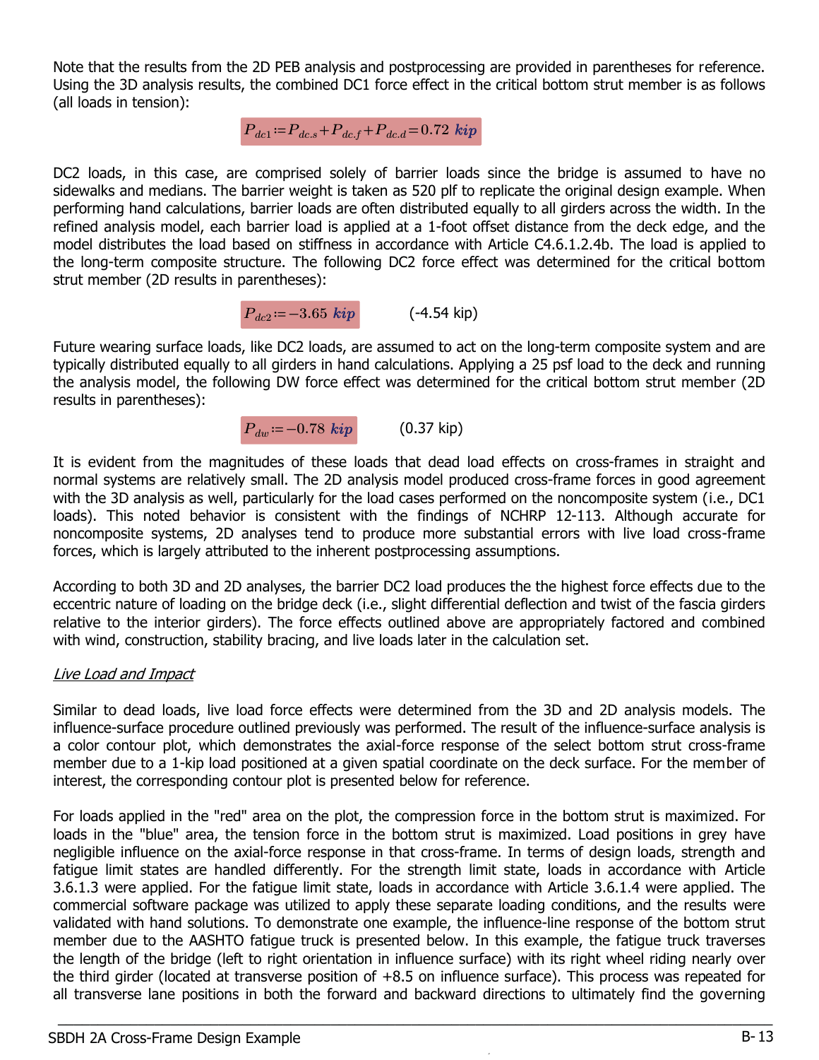Note that the results from the 2D PEB analysis and postprocessing are provided in parentheses for reference. Using the 3D analysis results, the combined DC1 force effect in the critical bottom strut member is as follows (all loads in tension):

$$P_{dc1} := P_{dc.s} + P_{dc.f} + P_{dc.d} = 0.72\ kip$$

DC2 loads, in this case, are comprised solely of barrier loads since the bridge is assumed to have no sidewalks and medians. The barrier weight is taken as 520 plf to replicate the original design example. When performing hand calculations, barrier loads are often distributed equally to all girders across the width. In the refined analysis model, each barrier load is applied at a 1-foot offset distance from the deck edge, and the model distributes the load based on stiffness in accordance with Article C4.6.1.2.4b. The load is applied to the long-term composite structure. The following DC2 force effect was determined for the critical bottom strut member (2D results in parentheses):

$$P_{dc2} := -3.65\ kip \qquad \text{(-4.54 kip)}$$

Future wearing surface loads, like DC2 loads, are assumed to act on the long-term composite system and are typically distributed equally to all girders in hand calculations. Applying a 25 psf load to the deck and running the analysis model, the following DW force effect was determined for the critical bottom strut member (2D results in parentheses):

$$P_{dw} := -0.78\ kip \qquad \text{(0.37 kip)}$$

It is evident from the magnitudes of these loads that dead load effects on cross-frames in straight and normal systems are relatively small. The 2D analysis model produced cross-frame forces in good agreement with the 3D analysis as well, particularly for the load cases performed on the noncomposite system (i.e., DC1 loads). This noted behavior is consistent with the findings of NCHRP 12-113. Although accurate for noncomposite systems, 2D analyses tend to produce more substantial errors with live load cross-frame forces, which is largely attributed to the inherent postprocessing assumptions.

According to both 3D and 2D analyses, the barrier DC2 load produces the the highest force effects due to the eccentric nature of loading on the bridge deck (i.e., slight differential deflection and twist of the fascia girders relative to the interior girders). The force effects outlined above are appropriately factored and combined with wind, construction, stability bracing, and live loads later in the calculation set.

*Live Load and Impact*

Similar to dead loads, live load force effects were determined from the 3D and 2D analysis models. The influence-surface procedure outlined previously was performed. The result of the influence-surface analysis is a color contour plot, which demonstrates the axial-force response of the select bottom strut cross-frame member due to a 1-kip load positioned at a given spatial coordinate on the deck surface. For the member of interest, the corresponding contour plot is presented below for reference.

For loads applied in the "red" area on the plot, the compression force in the bottom strut is maximized. For loads in the "blue" area, the tension force in the bottom strut is maximized. Load positions in grey have negligible influence on the axial-force response in that cross-frame. In terms of design loads, strength and fatigue limit states are handled differently. For the strength limit state, loads in accordance with Article 3.6.1.3 were applied. For the fatigue limit state, loads in accordance with Article 3.6.1.4 were applied. The commercial software package was utilized to apply these separate loading conditions, and the results were validated with hand solutions. To demonstrate one example, the influence-line response of the bottom strut member due to the AASHTO fatigue truck is presented below. In this example, the fatigue truck traverses the length of the bridge (left to right orientation in influence surface) with its right wheel riding nearly over the third girder (located at transverse position of +8.5 on influence surface). This process was repeated for all transverse lane positions in both the forward and backward directions to ultimately find the governing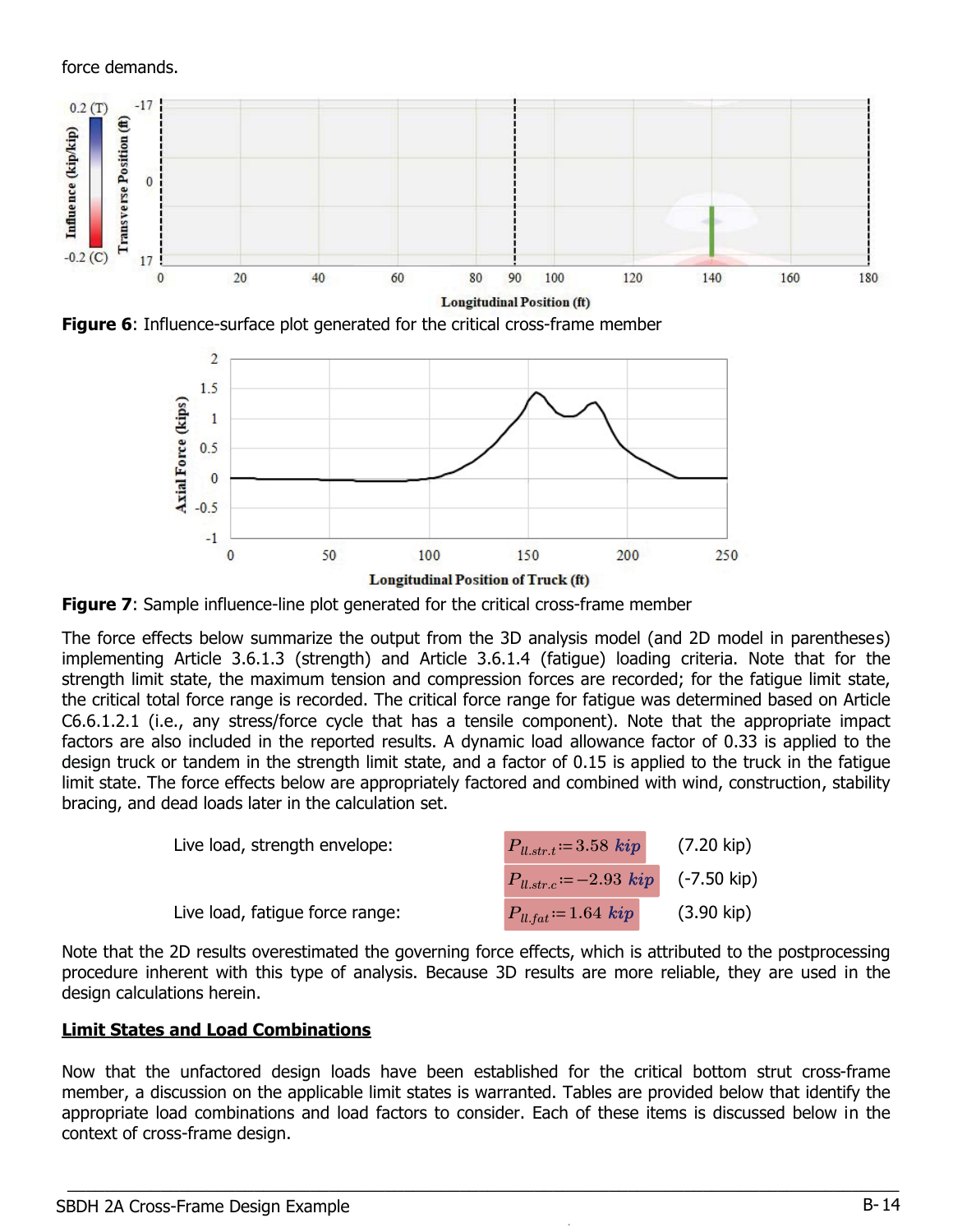force demands.

**Figure 6**: Influence-surface plot generated for the critical cross-frame member

**Figure 7**: Sample influence-line plot generated for the critical cross-frame member

The force effects below summarize the output from the 3D analysis model (and 2D model in parentheses) implementing Article 3.6.1.3 (strength) and Article 3.6.1.4 (fatigue) loading criteria. Note that for the strength limit state, the maximum tension and compression forces are recorded; for the fatigue limit state, the critical total force range is recorded. The critical force range for fatigue was determined based on Article C6.6.1.2.1 (i.e., any stress/force cycle that has a tensile component). Note that the appropriate impact factors are also included in the reported results. A dynamic load allowance factor of 0.33 is applied to the design truck or tandem in the strength limit state, and a factor of 0.15 is applied to the truck in the fatigue limit state. The force effects below are appropriately factored and combined with wind, construction, stability bracing, and dead loads later in the calculation set.

| | | |
|---|---|---|
| Live load, strength envelope: | $P_{ll.str.t} := 3.58\ kip$ | (7.20 kip) |
| | $P_{ll.str.c} := -2.93\ kip$ | (-7.50 kip) |
| Live load, fatigue force range: | $P_{ll.fat} := 1.64\ kip$ | (3.90 kip) |

Note that the 2D results overestimated the governing force effects, which is attributed to the postprocessing procedure inherent with this type of analysis. Because 3D results are more reliable, they are used in the design calculations herein.

## Limit States and Load Combinations

Now that the unfactored design loads have been established for the critical bottom strut cross-frame member, a discussion on the applicable limit states is warranted. Tables are provided below that identify the appropriate load combinations and load factors to consider. Each of these items is discussed below in the context of cross-frame design.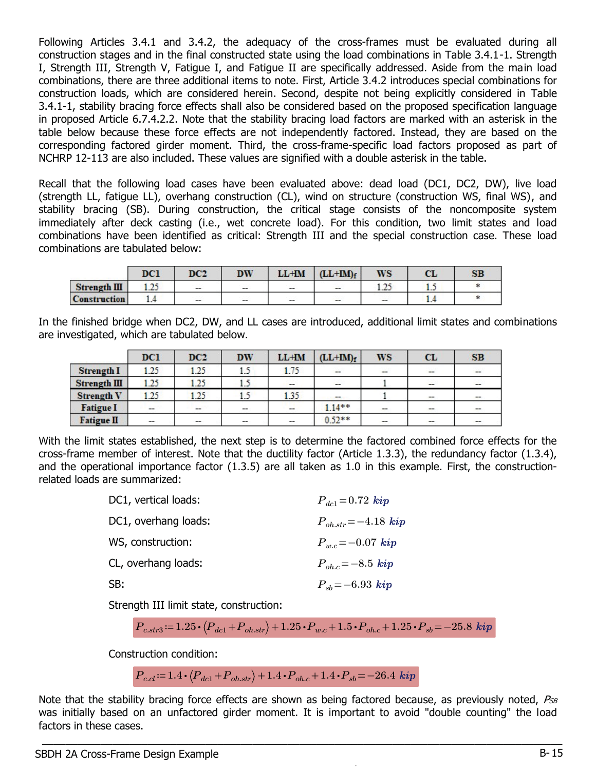Following Articles 3.4.1 and 3.4.2, the adequacy of the cross-frames must be evaluated during all construction stages and in the final constructed state using the load combinations in Table 3.4.1-1. Strength I, Strength III, Strength V, Fatigue I, and Fatigue II are specifically addressed. Aside from the main load combinations, there are three additional items to note. First, Article 3.4.2 introduces special combinations for construction loads, which are considered herein. Second, despite not being explicitly considered in Table 3.4.1-1, stability bracing force effects shall also be considered based on the proposed specification language in proposed Article 6.7.4.2.2. Note that the stability bracing load factors are marked with an asterisk in the table below because these force effects are not independently factored. Instead, they are based on the corresponding factored girder moment. Third, the cross-frame-specific load factors proposed as part of NCHRP 12-113 are also included. These values are signified with a double asterisk in the table.

Recall that the following load cases have been evaluated above: dead load (DC1, DC2, DW), live load (strength LL, fatigue LL), overhang construction (CL), wind on structure (construction WS, final WS), and stability bracing (SB). During construction, the critical stage consists of the noncomposite system immediately after deck casting (i.e., wet concrete load). For this condition, two limit states and load combinations have been identified as critical: Strength III and the special construction case. These load combinations are tabulated below:

| | DC1 | DC2 | DW | LL+IM | (LL+IM)$_f$ | WS | CL | SB |
|---|---|---|---|---|---|---|---|---|
| Strength III | 1.25 | -- | -- | -- | -- | 1.25 | 1.5 | * |
| Construction | 1.4 | -- | -- | -- | -- | -- | 1.4 | * |

In the finished bridge when DC2, DW, and LL cases are introduced, additional limit states and combinations are investigated, which are tabulated below.

| | DC1 | DC2 | DW | LL+IM | (LL+IM)$_f$ | WS | CL | SB |
|---|---|---|---|---|---|---|---|---|
| Strength I | 1.25 | 1.25 | 1.5 | 1.75 | -- | -- | -- | -- |
| Strength III | 1.25 | 1.25 | 1.5 | -- | -- | 1 | -- | -- |
| Strength V | 1.25 | 1.25 | 1.5 | 1.35 | -- | 1 | -- | -- |
| Fatigue I | -- | -- | -- | -- | 1.14** | -- | -- | -- |
| Fatigue II | -- | -- | -- | -- | 0.52** | -- | -- | -- |

With the limit states established, the next step is to determine the factored combined force effects for the cross-frame member of interest. Note that the ductility factor (Article 1.3.3), the redundancy factor (1.3.4), and the operational importance factor (1.3.5) are all taken as 1.0 in this example. First, the construction-related loads are summarized:

DC1, vertical loads: $P_{dc1} = 0.72\ kip$

DC1, overhang loads: $P_{oh.str} = -4.18\ kip$

WS, construction: $P_{w.c} = -0.07\ kip$

CL, overhang loads: $P_{oh.c} = -8.5\ kip$

SB: $P_{sb} = -6.93\ kip$

Strength III limit state, construction:

$$P_{c.str3} := 1.25 \cdot \left(P_{dc1} + P_{oh.str}\right) + 1.25 \cdot P_{w.c} + 1.5 \cdot P_{oh.c} + 1.25 \cdot P_{sb} = -25.8\ kip$$

Construction condition:

$$P_{c.cl} := 1.4 \cdot \left(P_{dc1} + P_{oh.str}\right) + 1.4 \cdot P_{oh.c} + 1.4 \cdot P_{sb} = -26.4\ kip$$

Note that the stability bracing force effects are shown as being factored because, as previously noted, $P_{SB}$ was initially based on an unfactored girder moment. It is important to avoid "double counting" the load factors in these cases.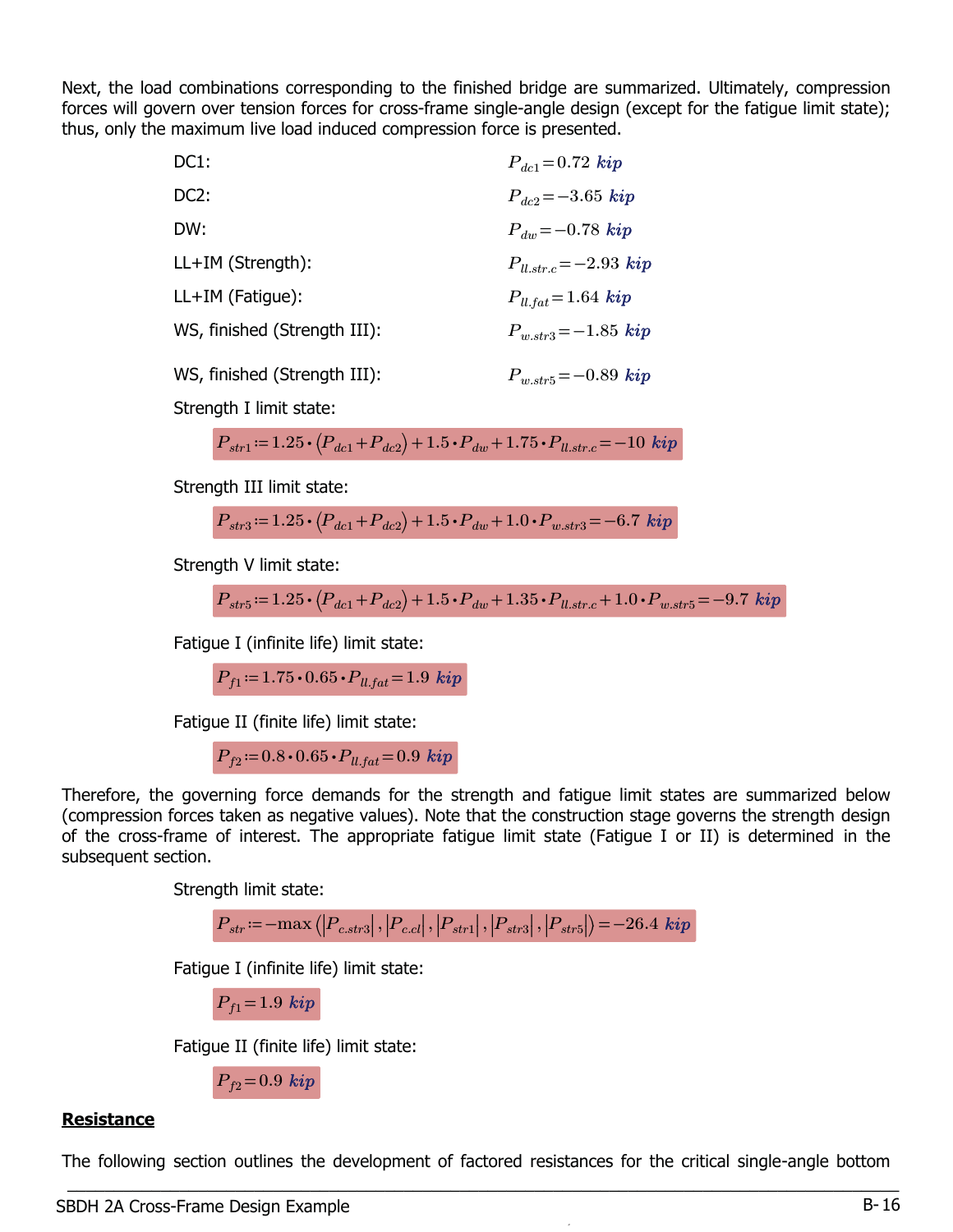Next, the load combinations corresponding to the finished bridge are summarized. Ultimately, compression forces will govern over tension forces for cross-frame single-angle design (except for the fatigue limit state); thus, only the maximum live load induced compression force is presented.

| | |
|---|---|
| DC1: | $P_{dc1} = 0.72\ kip$ |
| DC2: | $P_{dc2} = -3.65\ kip$ |
| DW: | $P_{dw} = -0.78\ kip$ |
| LL+IM (Strength): | $P_{ll.str.c} = -2.93\ kip$ |
| LL+IM (Fatigue): | $P_{ll.fat} = 1.64\ kip$ |
| WS, finished (Strength III): | $P_{w.str3} = -1.85\ kip$ |
| WS, finished (Strength III): | $P_{w.str5} = -0.89\ kip$ |

Strength I limit state:

$$P_{str1} := 1.25 \cdot \left(P_{dc1} + P_{dc2}\right) + 1.5 \cdot P_{dw} + 1.75 \cdot P_{ll.str.c} = -10\ kip$$

Strength III limit state:

$$P_{str3} := 1.25 \cdot \left(P_{dc1} + P_{dc2}\right) + 1.5 \cdot P_{dw} + 1.0 \cdot P_{w.str3} = -6.7\ kip$$

Strength V limit state:

$$P_{str5} := 1.25 \cdot \left(P_{dc1} + P_{dc2}\right) + 1.5 \cdot P_{dw} + 1.35 \cdot P_{ll.str.c} + 1.0 \cdot P_{w.str5} = -9.7\ kip$$

Fatigue I (infinite life) limit state:

$$P_{f1} := 1.75 \cdot 0.65 \cdot P_{ll.fat} = 1.9\ kip$$

Fatigue II (finite life) limit state:

$$P_{f2} := 0.8 \cdot 0.65 \cdot P_{ll.fat} = 0.9\ kip$$

Therefore, the governing force demands for the strength and fatigue limit states are summarized below (compression forces taken as negative values). Note that the construction stage governs the strength design of the cross-frame of interest. The appropriate fatigue limit state (Fatigue I or II) is determined in the subsequent section.

Strength limit state:

$$P_{str} := -\max\left(\left|P_{c.str3}\right|, \left|P_{c.cl}\right|, \left|P_{str1}\right|, \left|P_{str3}\right|, \left|P_{str5}\right|\right) = -26.4\ kip$$

Fatigue I (infinite life) limit state:

$$P_{f1} = 1.9\ kip$$

Fatigue II (finite life) limit state:

$$P_{f2} = 0.9\ kip$$

**<u>Resistance</u>**

The following section outlines the development of factored resistances for the critical single-angle bottom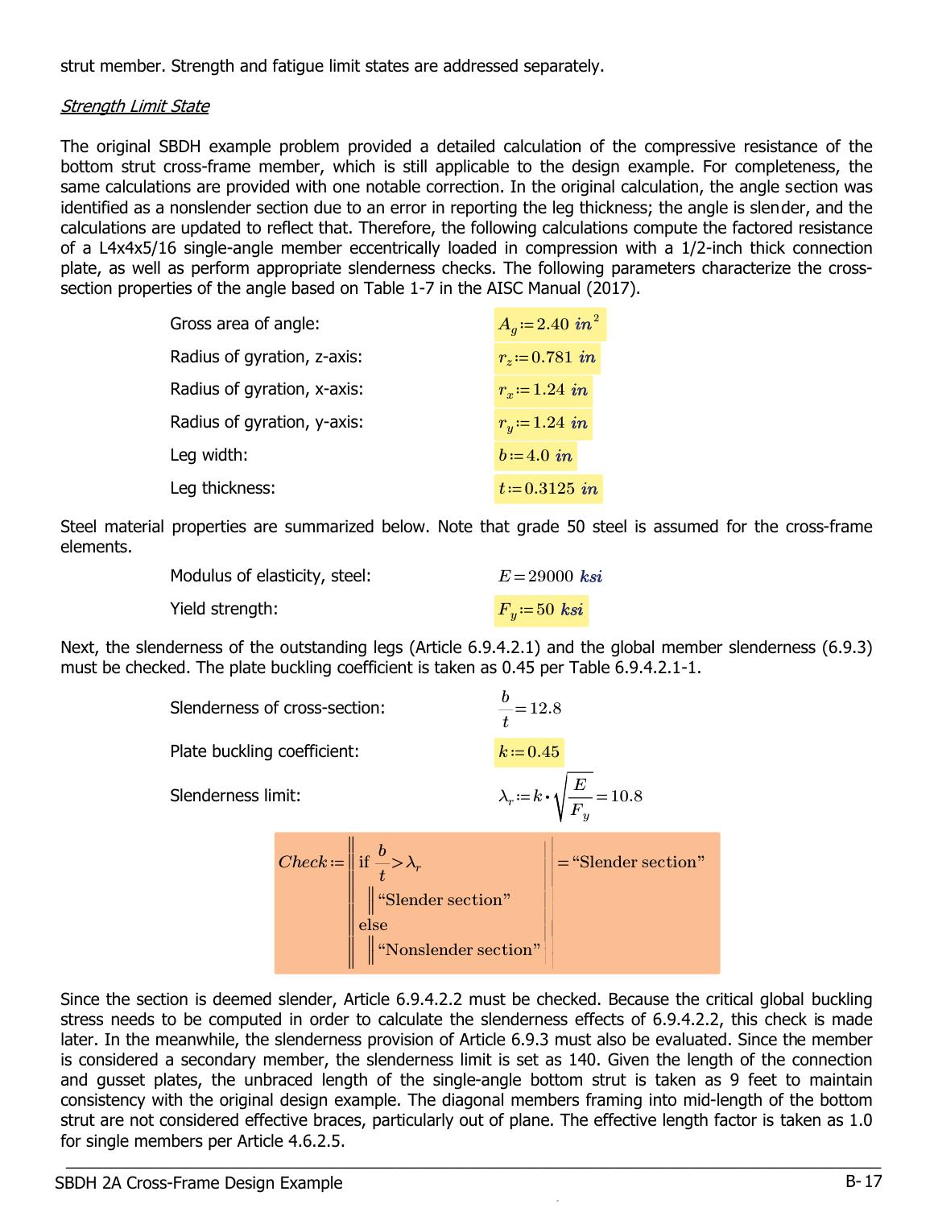strut member. Strength and fatigue limit states are addressed separately.

*Strength Limit State*

The original SBDH example problem provided a detailed calculation of the compressive resistance of the bottom strut cross-frame member, which is still applicable to the design example. For completeness, the same calculations are provided with one notable correction. In the original calculation, the angle section was identified as a nonslender section due to an error in reporting the leg thickness; the angle is slender, and the calculations are updated to reflect that. Therefore, the following calculations compute the factored resistance of a L4x4x5/16 single-angle member eccentrically loaded in compression with a 1/2-inch thick connection plate, as well as perform appropriate slenderness checks. The following parameters characterize the cross-section properties of the angle based on Table 1-7 in the AISC Manual (2017).

| | |
|---|---|
| Gross area of angle: | $A_g := 2.40\ in^2$ |
| Radius of gyration, z-axis: | $r_z := 0.781\ in$ |
| Radius of gyration, x-axis: | $r_x := 1.24\ in$ |
| Radius of gyration, y-axis: | $r_y := 1.24\ in$ |
| Leg width: | $b := 4.0\ in$ |
| Leg thickness: | $t := 0.3125\ in$ |

Steel material properties are summarized below. Note that grade 50 steel is assumed for the cross-frame elements.

| | |
|---|---|
| Modulus of elasticity, steel: | $E = 29000\ ksi$ |
| Yield strength: | $F_y := 50\ ksi$ |

Next, the slenderness of the outstanding legs (Article 6.9.4.2.1) and the global member slenderness (6.9.3) must be checked. The plate buckling coefficient is taken as 0.45 per Table 6.9.4.2.1-1.

| | |
|---|---|
| Slenderness of cross-section: | $\dfrac{b}{t} = 12.8$ |
| Plate buckling coefficient: | $k := 0.45$ |
| Slenderness limit: | $\lambda_r := k \cdot \sqrt{\dfrac{E}{F_y}} = 10.8$ |

$$Check := \begin{cases} \text{if } \dfrac{b}{t} > \lambda_r \\ \quad \text{"Slender section"} \\ \text{else} \\ \quad \text{"Nonslender section"} \end{cases} = \text{"Slender section"}$$

Since the section is deemed slender, Article 6.9.4.2.2 must be checked. Because the critical global buckling stress needs to be computed in order to calculate the slenderness effects of 6.9.4.2.2, this check is made later. In the meanwhile, the slenderness provision of Article 6.9.3 must also be evaluated. Since the member is considered a secondary member, the slenderness limit is set as 140. Given the length of the connection and gusset plates, the unbraced length of the single-angle bottom strut is taken as 9 feet to maintain consistency with the original design example. The diagonal members framing into mid-length of the bottom strut are not considered effective braces, particularly out of plane. The effective length factor is taken as 1.0 for single members per Article 4.6.2.5.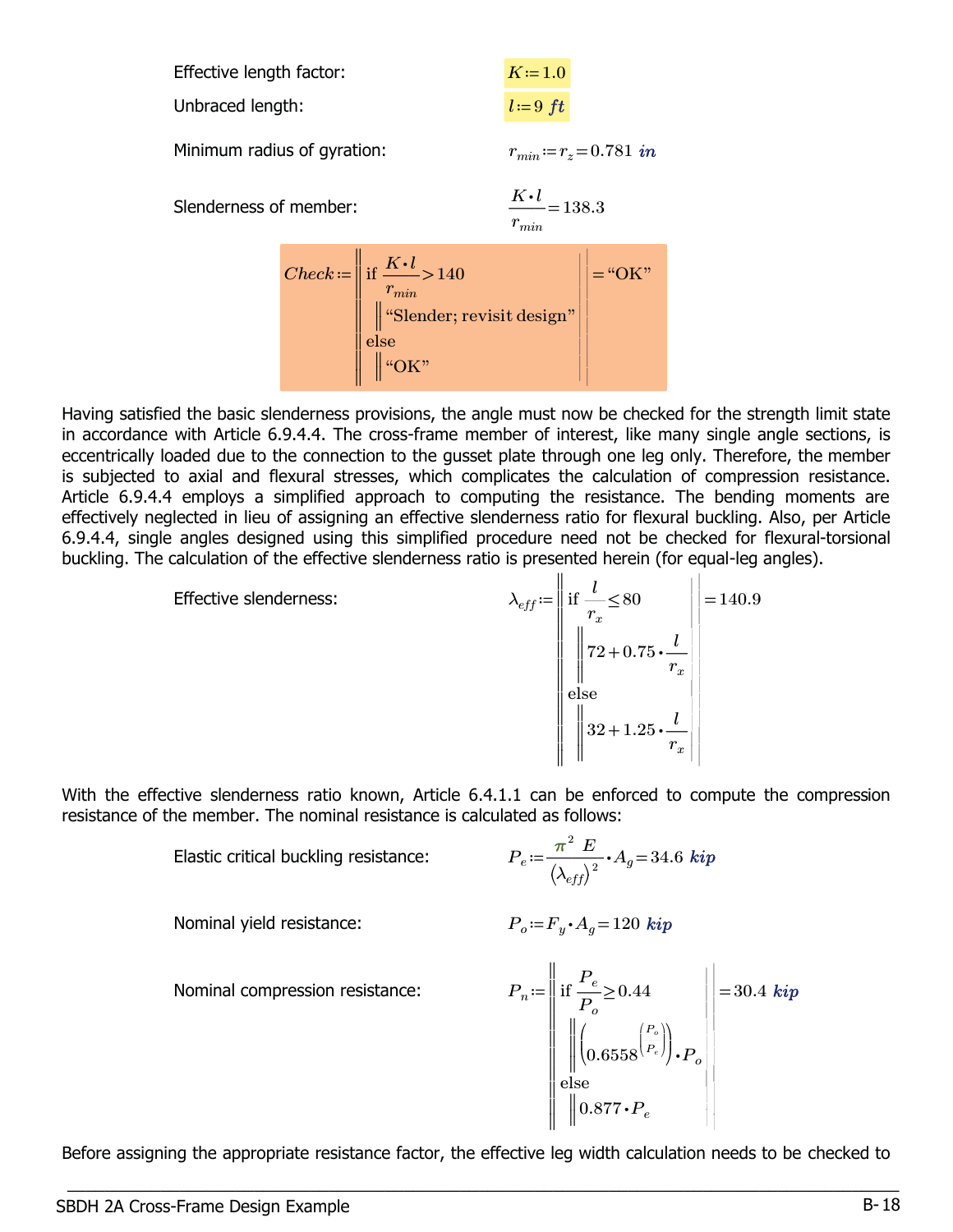Effective length factor: $K := 1.0$

Unbraced length: $l := 9\ ft$

Minimum radius of gyration: $r_{min} := r_z = 0.781\ in$

Slenderness of member: $\dfrac{K \cdot l}{r_{min}} = 138.3$

$$Check := \begin{Vmatrix} \text{if } \dfrac{K \cdot l}{r_{min}} > 140 \\ \quad \Vert \text{“Slender; revisit design”} \\ \text{else} \\ \quad \Vert \text{“OK”} \end{Vmatrix} = \text{“OK”}$$

Having satisfied the basic slenderness provisions, the angle must now be checked for the strength limit state in accordance with Article 6.9.4.4. The cross-frame member of interest, like many single angle sections, is eccentrically loaded due to the connection to the gusset plate through one leg only. Therefore, the member is subjected to axial and flexural stresses, which complicates the calculation of compression resistance. Article 6.9.4.4 employs a simplified approach to computing the resistance. The bending moments are effectively neglected in lieu of assigning an effective slenderness ratio for flexural buckling. Also, per Article 6.9.4.4, single angles designed using this simplified procedure need not be checked for flexural-torsional buckling. The calculation of the effective slenderness ratio is presented herein (for equal-leg angles).

Effective slenderness:

$$\lambda_{eff} := \begin{Vmatrix} \text{if } \dfrac{l}{r_x} \le 80 \\ \quad \Vert 72 + 0.75 \cdot \dfrac{l}{r_x} \\ \text{else} \\ \quad \Vert 32 + 1.25 \cdot \dfrac{l}{r_x} \end{Vmatrix} = 140.9$$

With the effective slenderness ratio known, Article 6.4.1.1 can be enforced to compute the compression resistance of the member. The nominal resistance is calculated as follows:

Elastic critical buckling resistance: $P_e := \dfrac{\pi^2\ E}{\left(\lambda_{eff}\right)^2} \cdot A_g = 34.6\ kip$

Nominal yield resistance: $P_o := F_y \cdot A_g = 120\ kip$

Nominal compression resistance:

$$P_n := \begin{Vmatrix} \text{if } \dfrac{P_e}{P_o} \ge 0.44 \\ \quad \Vert \left(0.6558^{\left(\frac{P_o}{P_e}\right)}\right) \cdot P_o \\ \text{else} \\ \quad \Vert 0.877 \cdot P_e \end{Vmatrix} = 30.4\ kip$$

Before assigning the appropriate resistance factor, the effective leg width calculation needs to be checked to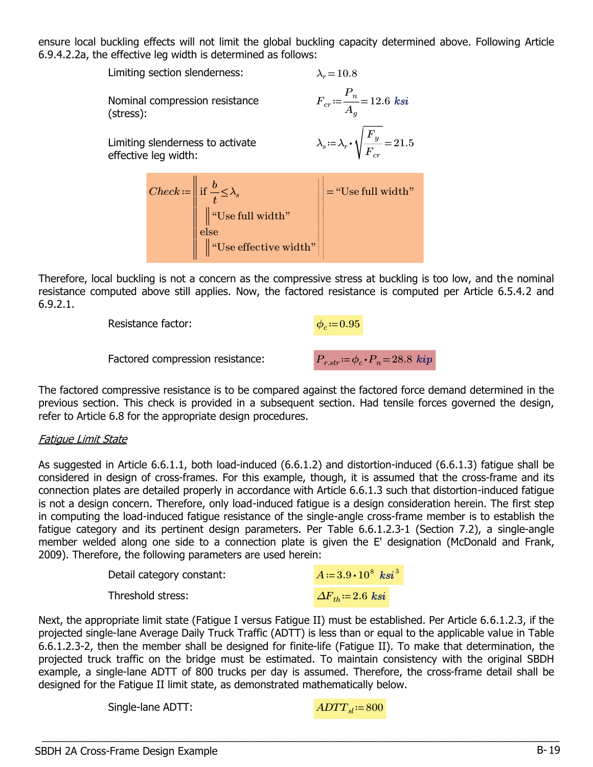ensure local buckling effects will not limit the global buckling capacity determined above. Following Article 6.9.4.2.2a, the effective leg width is determined as follows:

Limiting section slenderness: $\lambda_r = 10.8$

Nominal compression resistance (stress): $F_{cr} := \dfrac{P_n}{A_g} = 12.6\ ksi$

Limiting slenderness to activate effective leg width: $\lambda_s := \lambda_r \cdot \sqrt{\dfrac{F_y}{F_{cr}}} = 21.5$

```
Check := if b/t ≤ λs
             "Use full width"
         else
             "Use effective width"
       = "Use full width"
```

Therefore, local buckling is not a concern as the compressive stress at buckling is too low, and the nominal resistance computed above still applies. Now, the factored resistance is computed per Article 6.5.4.2 and 6.9.2.1.

Resistance factor: $\phi_c := 0.95$

Factored compression resistance: $P_{r.str} := \phi_c \cdot P_n = 28.8\ kip$

The factored compressive resistance is to be compared against the factored force demand determined in the previous section. This check is provided in a subsequent section. Had tensile forces governed the design, refer to Article 6.8 for the appropriate design procedures.

*Fatigue Limit State*

As suggested in Article 6.6.1.1, both load-induced (6.6.1.2) and distortion-induced (6.6.1.3) fatigue shall be considered in design of cross-frames. For this example, though, it is assumed that the cross-frame and its connection plates are detailed properly in accordance with Article 6.6.1.3 such that distortion-induced fatigue is not a design concern. Therefore, only load-induced fatigue is a design consideration herein. The first step in computing the load-induced fatigue resistance of the single-angle cross-frame member is to establish the fatigue category and its pertinent design parameters. Per Table 6.6.1.2.3-1 (Section 7.2), a single-angle member welded along one side to a connection plate is given the E' designation (McDonald and Frank, 2009). Therefore, the following parameters are used herein:

Detail category constant: $A := 3.9 \cdot 10^8\ ksi^3$

Threshold stress: $\Delta F_{th} := 2.6\ ksi$

Next, the appropriate limit state (Fatigue I versus Fatigue II) must be established. Per Article 6.6.1.2.3, if the projected single-lane Average Daily Truck Traffic (ADTT) is less than or equal to the applicable value in Table 6.6.1.2.3-2, then the member shall be designed for finite-life (Fatigue II). To make that determination, the projected truck traffic on the bridge must be estimated. To maintain consistency with the original SBDH example, a single-lane ADTT of 800 trucks per day is assumed. Therefore, the cross-frame detail shall be designed for the Fatigue II limit state, as demonstrated mathematically below.

Single-lane ADTT: $ADTT_{sl} := 800$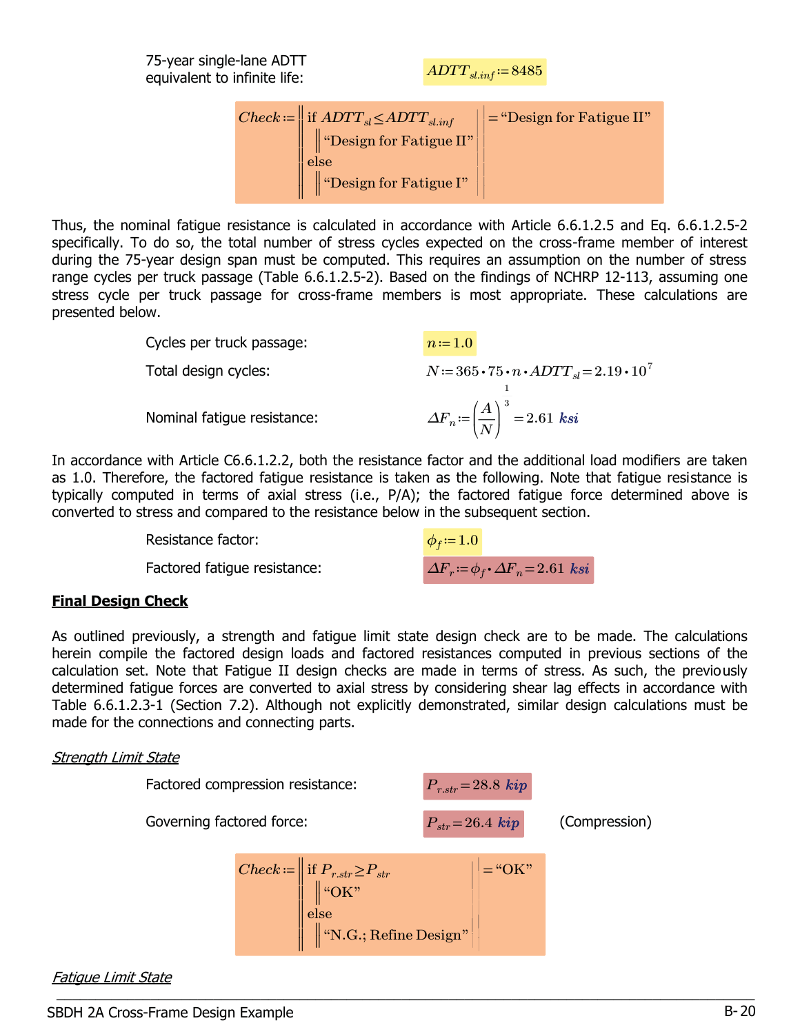75-year single-lane ADTT equivalent to infinite life: $ADTT_{sl.inf} := 8485$

$$Check := \begin{array}{l} \text{if } ADTT_{sl} \le ADTT_{sl.inf} \\ \quad \text{"Design for Fatigue II"} \\ \text{else} \\ \quad \text{"Design for Fatigue I"} \end{array} = \text{"Design for Fatigue II"}$$

Thus, the nominal fatigue resistance is calculated in accordance with Article 6.6.1.2.5 and Eq. 6.6.1.2.5-2 specifically. To do so, the total number of stress cycles expected on the cross-frame member of interest during the 75-year design span must be computed. This requires an assumption on the number of stress range cycles per truck passage (Table 6.6.1.2.5-2). Based on the findings of NCHRP 12-113, assuming one stress cycle per truck passage for cross-frame members is most appropriate. These calculations are presented below.

Cycles per truck passage: $n := 1.0$

Total design cycles: $N := 365 \cdot 75 \cdot n \cdot ADTT_{sl} = 2.19 \cdot 10^{7}$

Nominal fatigue resistance: $\Delta F_n := \left(\dfrac{A}{N}\right)^{\frac{1}{3}} = 2.61 \; ksi$

In accordance with Article C6.6.1.2.2, both the resistance factor and the additional load modifiers are taken as 1.0. Therefore, the factored fatigue resistance is taken as the following. Note that fatigue resistance is typically computed in terms of axial stress (i.e., P/A); the factored fatigue force determined above is converted to stress and compared to the resistance below in the subsequent section.

Resistance factor: $\phi_f := 1.0$

Factored fatigue resistance: $\Delta F_r := \phi_f \cdot \Delta F_n = 2.61 \; ksi$

**Final Design Check**

As outlined previously, a strength and fatigue limit state design check are to be made. The calculations herein compile the factored design loads and factored resistances computed in previous sections of the calculation set. Note that Fatigue II design checks are made in terms of stress. As such, the previously determined fatigue forces are converted to axial stress by considering shear lag effects in accordance with Table 6.6.1.2.3-1 (Section 7.2). Although not explicitly demonstrated, similar design calculations must be made for the connections and connecting parts.

*Strength Limit State*

Factored compression resistance: $P_{r.str} = 28.8 \; kip$

Governing factored force: $P_{str} = 26.4 \; kip$ (Compression)

$$Check := \begin{array}{l} \text{if } P_{r.str} \ge P_{str} \\ \quad \text{"OK"} \\ \text{else} \\ \quad \text{"N.G.; Refine Design"} \end{array} = \text{"OK"}$$

*Fatigue Limit State*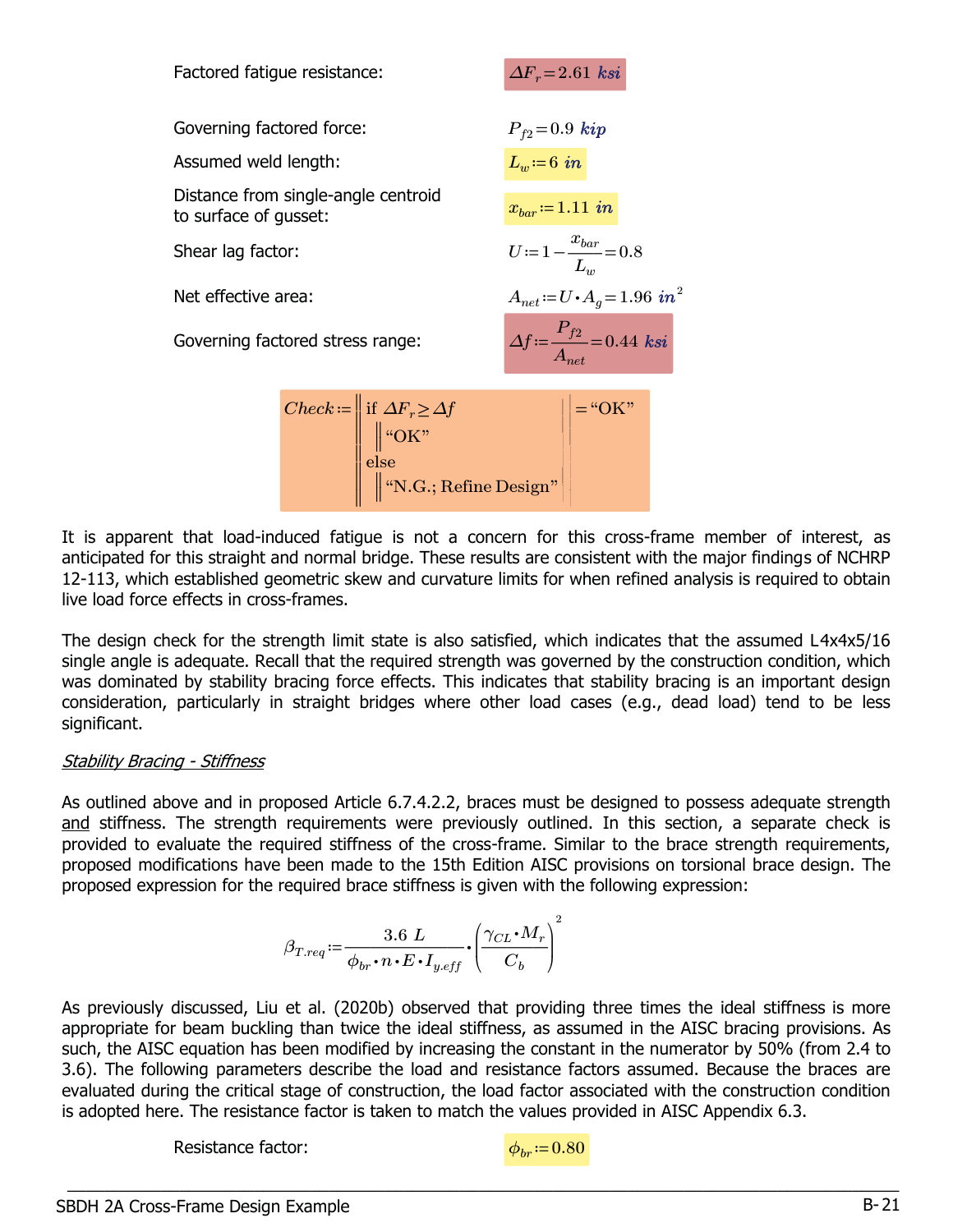Factored fatigue resistance: $\Delta F_r = 2.61\ ksi$

Governing factored force: $P_{f2} = 0.9\ kip$

Assumed weld length: $L_w := 6\ in$

Distance from single-angle centroid to surface of gusset: $x_{bar} := 1.11\ in$

Shear lag factor: $U := 1 - \dfrac{x_{bar}}{L_w} = 0.8$

Net effective area: $A_{net} := U \cdot A_g = 1.96\ in^2$

Governing factored stress range: $\Delta f := \dfrac{P_{f2}}{A_{net}} = 0.44\ ksi$

```
Check := if ΔF_r ≥ Δf
            "OK"
         else
            "N.G.; Refine Design"
= "OK"
```

It is apparent that load-induced fatigue is not a concern for this cross-frame member of interest, as anticipated for this straight and normal bridge. These results are consistent with the major findings of NCHRP 12-113, which established geometric skew and curvature limits for when refined analysis is required to obtain live load force effects in cross-frames.

The design check for the strength limit state is also satisfied, which indicates that the assumed L4x4x5/16 single angle is adequate. Recall that the required strength was governed by the construction condition, which was dominated by stability bracing force effects. This indicates that stability bracing is an important design consideration, particularly in straight bridges where other load cases (e.g., dead load) tend to be less significant.

*Stability Bracing - Stiffness*

As outlined above and in proposed Article 6.7.4.2.2, braces must be designed to possess adequate strength and stiffness. The strength requirements were previously outlined. In this section, a separate check is provided to evaluate the required stiffness of the cross-frame. Similar to the brace strength requirements, proposed modifications have been made to the 15th Edition AISC provisions on torsional brace design. The proposed expression for the required brace stiffness is given with the following expression:

$$\beta_{T.req} := \frac{3.6\ L}{\phi_{br} \cdot n \cdot E \cdot I_{y.eff}} \cdot \left( \frac{\gamma_{CL} \cdot M_r}{C_b} \right)^2$$

As previously discussed, Liu et al. (2020b) observed that providing three times the ideal stiffness is more appropriate for beam buckling than twice the ideal stiffness, as assumed in the AISC bracing provisions. As such, the AISC equation has been modified by increasing the constant in the numerator by 50% (from 2.4 to 3.6). The following parameters describe the load and resistance factors assumed. Because the braces are evaluated during the critical stage of construction, the load factor associated with the construction condition is adopted here. The resistance factor is taken to match the values provided in AISC Appendix 6.3.

Resistance factor: $\phi_{br} := 0.80$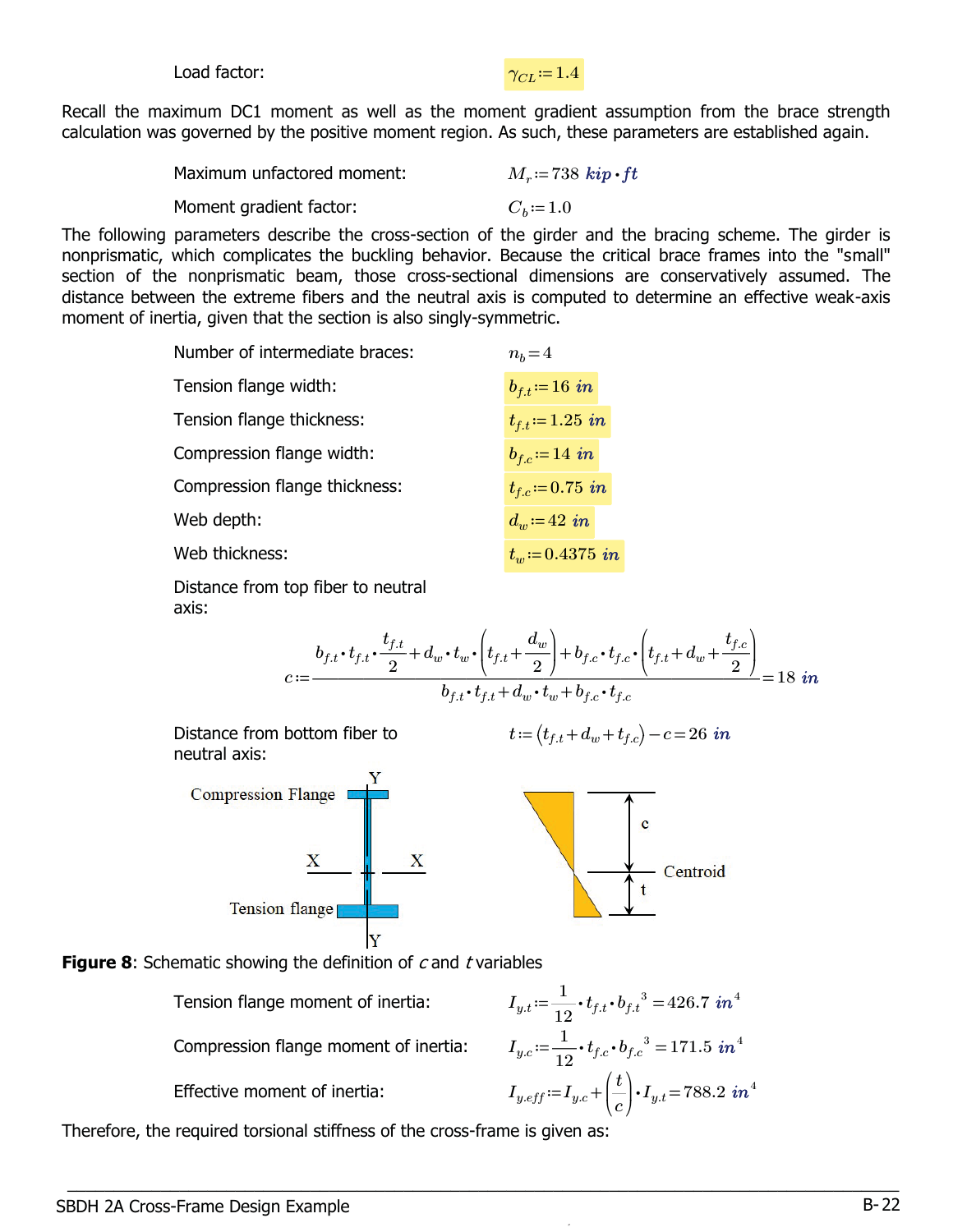Load factor: $\gamma_{CL} := 1.4$

Recall the maximum DC1 moment as well as the moment gradient assumption from the brace strength calculation was governed by the positive moment region. As such, these parameters are established again.

Maximum unfactored moment: $M_r := 738\ kip \cdot ft$

Moment gradient factor: $C_b := 1.0$

The following parameters describe the cross-section of the girder and the bracing scheme. The girder is nonprismatic, which complicates the buckling behavior. Because the critical brace frames into the "small" section of the nonprismatic beam, those cross-sectional dimensions are conservatively assumed. The distance between the extreme fibers and the neutral axis is computed to determine an effective weak-axis moment of inertia, given that the section is also singly-symmetric.

Number of intermediate braces: $n_b = 4$

Tension flange width: $b_{f.t} := 16\ in$

Tension flange thickness: $t_{f.t} := 1.25\ in$

Compression flange width: $b_{f.c} := 14\ in$

Compression flange thickness: $t_{f.c} := 0.75\ in$

Web depth: $d_w := 42\ in$

Web thickness: $t_w := 0.4375\ in$

Distance from top fiber to neutral axis:

$$c := \frac{b_{f.t} \cdot t_{f.t} \cdot \dfrac{t_{f.t}}{2} + d_w \cdot t_w \cdot \left(t_{f.t} + \dfrac{d_w}{2}\right) + b_{f.c} \cdot t_{f.c} \cdot \left(t_{f.t} + d_w + \dfrac{t_{f.c}}{2}\right)}{b_{f.t} \cdot t_{f.t} + d_w \cdot t_w + b_{f.c} \cdot t_{f.c}} = 18\ in$$

Distance from bottom fiber to neutral axis: $t := \left(t_{f.t} + d_w + t_{f.c}\right) - c = 26\ in$

**Figure 8**: Schematic showing the definition of $c$ and $t$ variables

Tension flange moment of inertia: $I_{y.t} := \dfrac{1}{12} \cdot t_{f.t} \cdot {b_{f.t}}^3 = 426.7\ in^4$

Compression flange moment of inertia: $I_{y.c} := \dfrac{1}{12} \cdot t_{f.c} \cdot {b_{f.c}}^3 = 171.5\ in^4$

Effective moment of inertia: $I_{y.eff} := I_{y.c} + \left(\dfrac{t}{c}\right) \cdot I_{y.t} = 788.2\ in^4$

Therefore, the required torsional stiffness of the cross-frame is given as: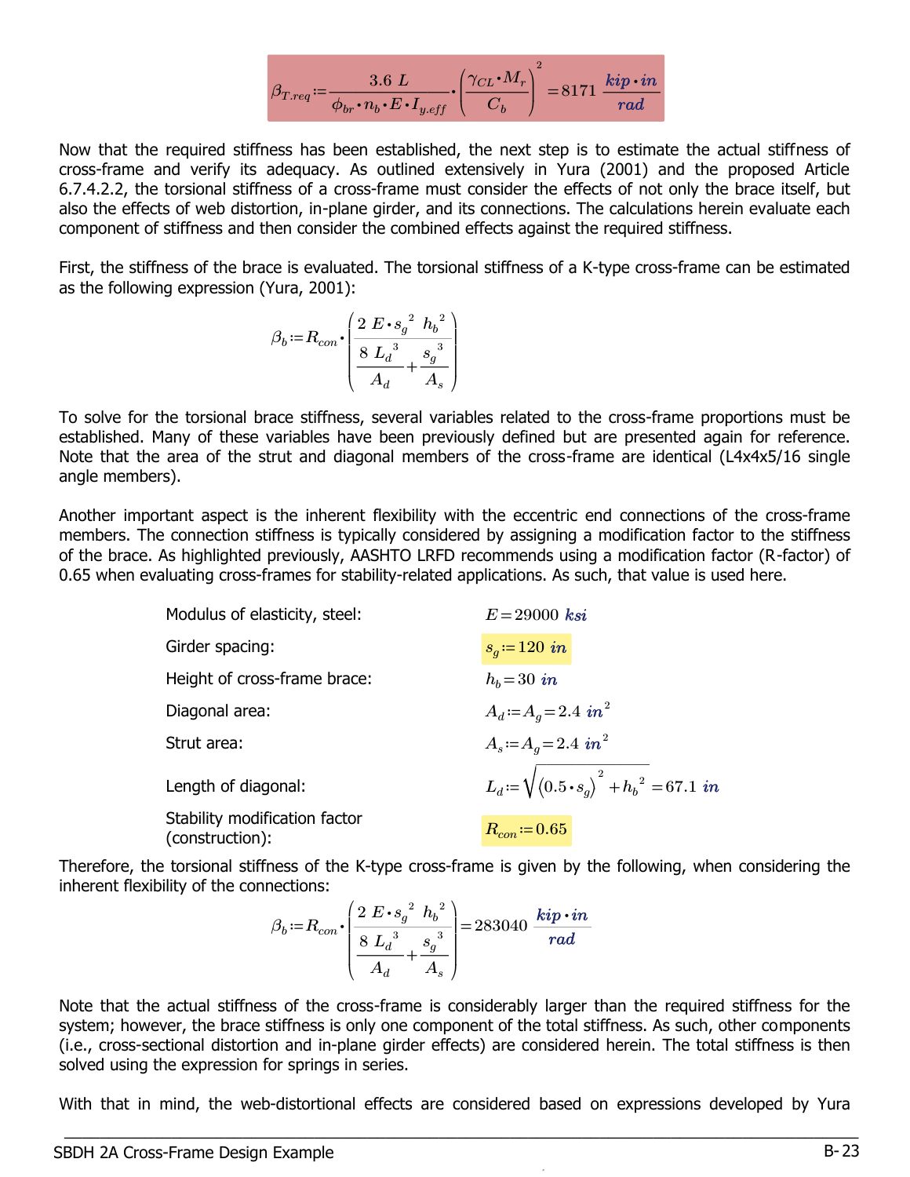$$\beta_{T.req} := \frac{3.6\ L}{\phi_{br} \cdot n_b \cdot E \cdot I_{y.eff}} \cdot \left(\frac{\gamma_{CL} \cdot M_r}{C_b}\right)^2 = 8171\ \frac{kip \cdot in}{rad}$$

Now that the required stiffness has been established, the next step is to estimate the actual stiffness of cross-frame and verify its adequacy. As outlined extensively in Yura (2001) and the proposed Article 6.7.4.2.2, the torsional stiffness of a cross-frame must consider the effects of not only the brace itself, but also the effects of web distortion, in-plane girder, and its connections. The calculations herein evaluate each component of stiffness and then consider the combined effects against the required stiffness.

First, the stiffness of the brace is evaluated. The torsional stiffness of a K-type cross-frame can be estimated as the following expression (Yura, 2001):

$$\beta_b := R_{con} \cdot \left(\frac{2\ E \cdot s_g^{\ 2}\ h_b^{\ 2}}{\frac{8\ L_d^{\ 3}}{A_d} + \frac{s_g^{\ 3}}{A_s}}\right)$$

To solve for the torsional brace stiffness, several variables related to the cross-frame proportions must be established. Many of these variables have been previously defined but are presented again for reference. Note that the area of the strut and diagonal members of the cross-frame are identical (L4x4x5/16 single angle members).

Another important aspect is the inherent flexibility with the eccentric end connections of the cross-frame members. The connection stiffness is typically considered by assigning a modification factor to the stiffness of the brace. As highlighted previously, AASHTO LRFD recommends using a modification factor (R-factor) of 0.65 when evaluating cross-frames for stability-related applications. As such, that value is used here.

| | |
|---|---|
| Modulus of elasticity, steel: | $E = 29000\ ksi$ |
| Girder spacing: | $s_g := 120\ in$ |
| Height of cross-frame brace: | $h_b = 30\ in$ |
| Diagonal area: | $A_d := A_g = 2.4\ in^2$ |
| Strut area: | $A_s := A_g = 2.4\ in^2$ |
| Length of diagonal: | $L_d := \sqrt{\left(0.5 \cdot s_g\right)^2 + h_b^{\ 2}} = 67.1\ in$ |
| Stability modification factor (construction): | $R_{con} := 0.65$ |

Therefore, the torsional stiffness of the K-type cross-frame is given by the following, when considering the inherent flexibility of the connections:

$$\beta_b := R_{con} \cdot \left(\frac{2\ E \cdot s_g^{\ 2}\ h_b^{\ 2}}{\frac{8\ L_d^{\ 3}}{A_d} + \frac{s_g^{\ 3}}{A_s}}\right) = 283040\ \frac{kip \cdot in}{rad}$$

Note that the actual stiffness of the cross-frame is considerably larger than the required stiffness for the system; however, the brace stiffness is only one component of the total stiffness. As such, other components (i.e., cross-sectional distortion and in-plane girder effects) are considered herein. The total stiffness is then solved using the expression for springs in series.

With that in mind, the web-distortional effects are considered based on expressions developed by Yura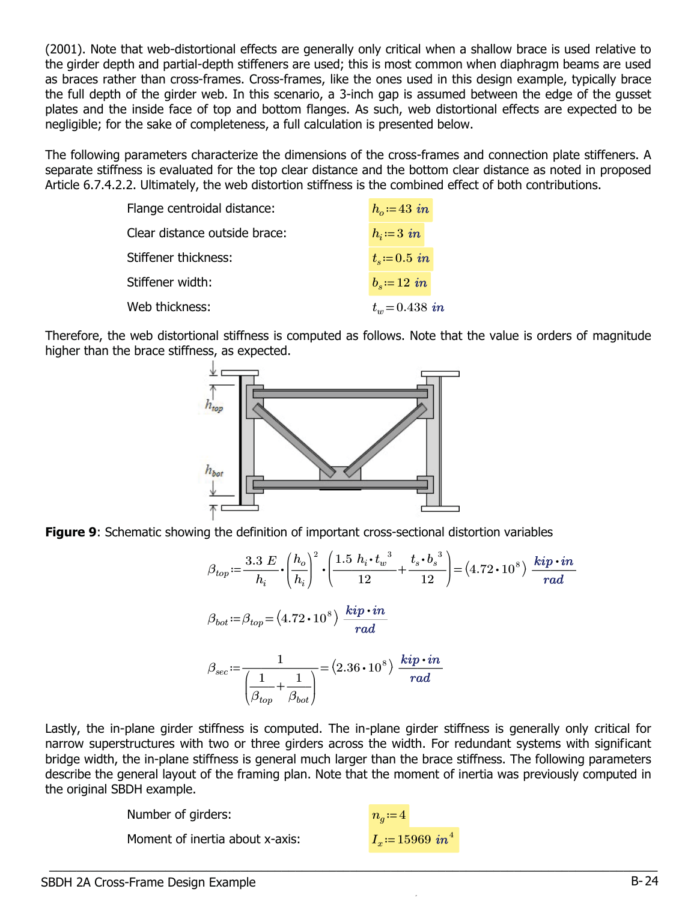(2001). Note that web-distortional effects are generally only critical when a shallow brace is used relative to the girder depth and partial-depth stiffeners are used; this is most common when diaphragm beams are used as braces rather than cross-frames. Cross-frames, like the ones used in this design example, typically brace the full depth of the girder web. In this scenario, a 3-inch gap is assumed between the edge of the gusset plates and the inside face of top and bottom flanges. As such, web distortional effects are expected to be negligible; for the sake of completeness, a full calculation is presented below.

The following parameters characterize the dimensions of the cross-frames and connection plate stiffeners. A separate stiffness is evaluated for the top clear distance and the bottom clear distance as noted in proposed Article 6.7.4.2.2. Ultimately, the web distortion stiffness is the combined effect of both contributions.

| | |
|---|---|
| Flange centroidal distance: | $h_o := 43\ in$ |
| Clear distance outside brace: | $h_i := 3\ in$ |
| Stiffener thickness: | $t_s := 0.5\ in$ |
| Stiffener width: | $b_s := 12\ in$ |
| Web thickness: | $t_w = 0.438\ in$ |

Therefore, the web distortional stiffness is computed as follows. Note that the value is orders of magnitude higher than the brace stiffness, as expected.

**Figure 9**: Schematic showing the definition of important cross-sectional distortion variables

$$\beta_{top} := \frac{3.3\ E}{h_i} \cdot \left(\frac{h_o}{h_i}\right)^2 \cdot \left(\frac{1.5\ h_i \cdot t_w^{\ 3}}{12} + \frac{t_s \cdot b_s^{\ 3}}{12}\right) = \left(4.72 \cdot 10^8\right) \frac{kip \cdot in}{rad}$$

$$\beta_{bot} := \beta_{top} = \left(4.72 \cdot 10^8\right) \frac{kip \cdot in}{rad}$$

$$\beta_{sec} := \frac{1}{\left(\frac{1}{\beta_{top}} + \frac{1}{\beta_{bot}}\right)} = \left(2.36 \cdot 10^8\right) \frac{kip \cdot in}{rad}$$

Lastly, the in-plane girder stiffness is computed. The in-plane girder stiffness is generally only critical for narrow superstructures with two or three girders across the width. For redundant systems with significant bridge width, the in-plane stiffness is general much larger than the brace stiffness. The following parameters describe the general layout of the framing plan. Note that the moment of inertia was previously computed in the original SBDH example.

| | |
|---|---|
| Number of girders: | $n_g := 4$ |
| Moment of inertia about x-axis: | $I_x := 15969\ in^4$ |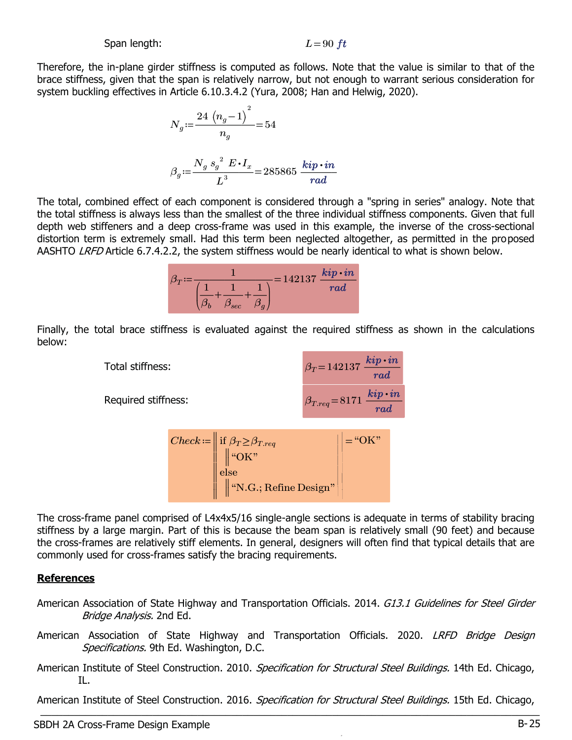Span length: $L = 90\ ft$

Therefore, the in-plane girder stiffness is computed as follows. Note that the value is similar to that of the brace stiffness, given that the span is relatively narrow, but not enough to warrant serious consideration for system buckling effectives in Article 6.10.3.4.2 (Yura, 2008; Han and Helwig, 2020).

$$N_g := \frac{24\ (n_g - 1)^2}{n_g} = 54$$

$$\beta_g := \frac{N_g\ s_g^{\ 2}\ E \cdot I_x}{L^3} = 285865\ \frac{kip \cdot in}{rad}$$

The total, combined effect of each component is considered through a "spring in series" analogy. Note that the total stiffness is always less than the smallest of the three individual stiffness components. Given that full depth web stiffeners and a deep cross-frame was used in this example, the inverse of the cross-sectional distortion term is extremely small. Had this term been neglected altogether, as permitted in the proposed AASHTO *LRFD* Article 6.7.4.2.2, the system stiffness would be nearly identical to what is shown below.

$$\beta_T := \frac{1}{\left(\frac{1}{\beta_b} + \frac{1}{\beta_{sec}} + \frac{1}{\beta_g}\right)} = 142137\ \frac{kip \cdot in}{rad}$$

Finally, the total brace stiffness is evaluated against the required stiffness as shown in the calculations below:

Total stiffness: $\beta_T = 142137\ \frac{kip \cdot in}{rad}$

Required stiffness: $\beta_{T.req} = 8171\ \frac{kip \cdot in}{rad}$

```
Check := | if β_T ≥ β_T.req
         |    | "OK"
         | else
         |    | "N.G.; Refine Design"      = "OK"
```

The cross-frame panel comprised of L4x4x5/16 single-angle sections is adequate in terms of stability bracing stiffness by a large margin. Part of this is because the beam span is relatively small (90 feet) and because the cross-frames are relatively stiff elements. In general, designers will often find that typical details that are commonly used for cross-frames satisfy the bracing requirements.

## References

American Association of State Highway and Transportation Officials. 2014. *G13.1 Guidelines for Steel Girder Bridge Analysis.* 2nd Ed.

American Association of State Highway and Transportation Officials. 2020. *LRFD Bridge Design Specifications.* 9th Ed. Washington, D.C.

American Institute of Steel Construction. 2010. *Specification for Structural Steel Buildings.* 14th Ed. Chicago, IL.

American Institute of Steel Construction. 2016. *Specification for Structural Steel Buildings.* 15th Ed. Chicago,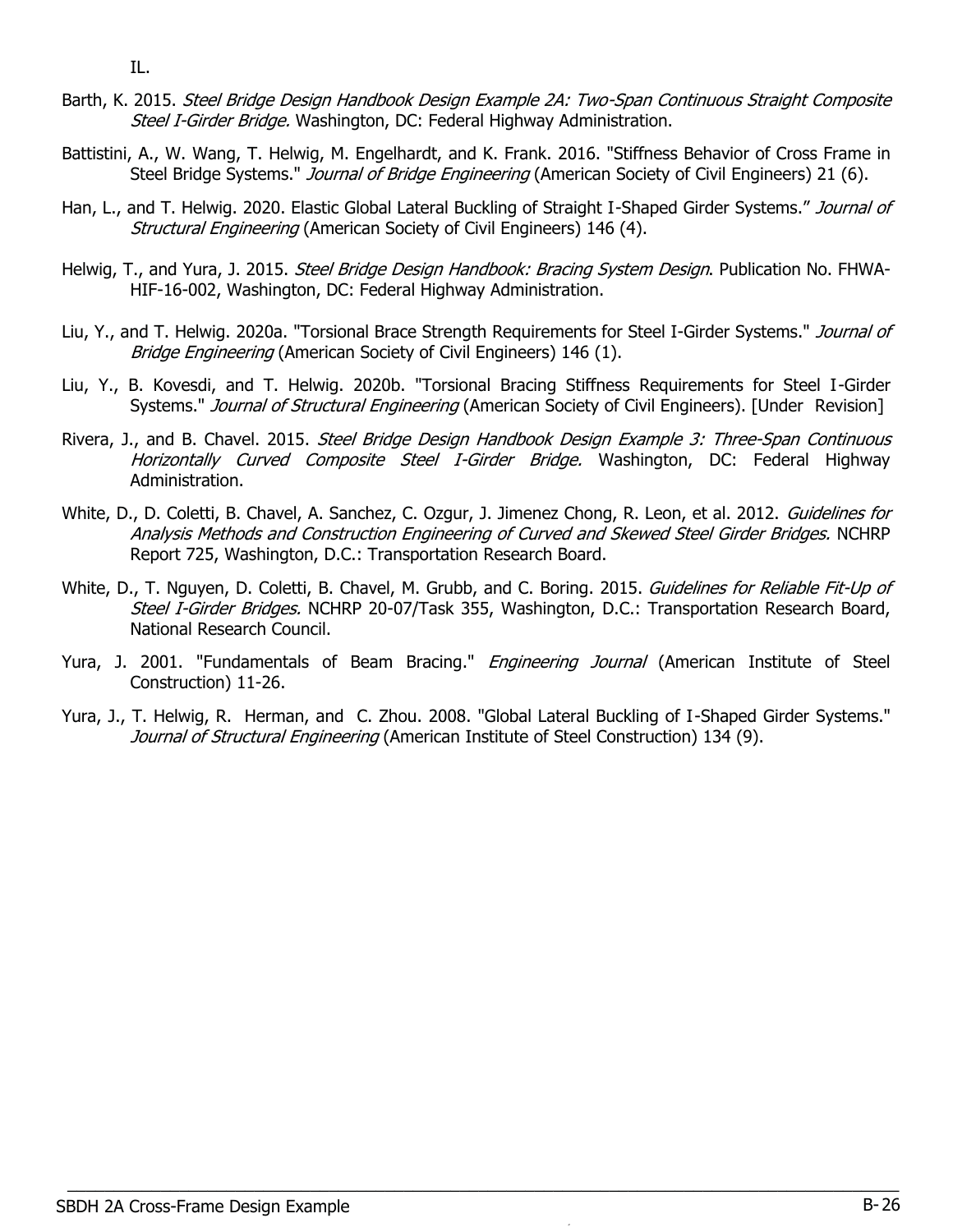IL.

Barth, K. 2015. *Steel Bridge Design Handbook Design Example 2A: Two-Span Continuous Straight Composite Steel I-Girder Bridge.* Washington, DC: Federal Highway Administration.

Battistini, A., W. Wang, T. Helwig, M. Engelhardt, and K. Frank. 2016. "Stiffness Behavior of Cross Frame in Steel Bridge Systems." *Journal of Bridge Engineering* (American Society of Civil Engineers) 21 (6).

Han, L., and T. Helwig. 2020. Elastic Global Lateral Buckling of Straight I-Shaped Girder Systems." *Journal of Structural Engineering* (American Society of Civil Engineers) 146 (4).

Helwig, T., and Yura, J. 2015. *Steel Bridge Design Handbook: Bracing System Design*. Publication No. FHWA-HIF-16-002, Washington, DC: Federal Highway Administration.

Liu, Y., and T. Helwig. 2020a. "Torsional Brace Strength Requirements for Steel I-Girder Systems." *Journal of Bridge Engineering* (American Society of Civil Engineers) 146 (1).

Liu, Y., B. Kovesdi, and T. Helwig. 2020b. "Torsional Bracing Stiffness Requirements for Steel I-Girder Systems." *Journal of Structural Engineering* (American Society of Civil Engineers). [Under Revision]

Rivera, J., and B. Chavel. 2015. *Steel Bridge Design Handbook Design Example 3: Three-Span Continuous Horizontally Curved Composite Steel I-Girder Bridge.* Washington, DC: Federal Highway Administration.

White, D., D. Coletti, B. Chavel, A. Sanchez, C. Ozgur, J. Jimenez Chong, R. Leon, et al. 2012. *Guidelines for Analysis Methods and Construction Engineering of Curved and Skewed Steel Girder Bridges.* NCHRP Report 725, Washington, D.C.: Transportation Research Board.

White, D., T. Nguyen, D. Coletti, B. Chavel, M. Grubb, and C. Boring. 2015. *Guidelines for Reliable Fit-Up of Steel I-Girder Bridges.* NCHRP 20-07/Task 355, Washington, D.C.: Transportation Research Board, National Research Council.

Yura, J. 2001. "Fundamentals of Beam Bracing." *Engineering Journal* (American Institute of Steel Construction) 11-26.

Yura, J., T. Helwig, R. Herman, and C. Zhou. 2008. "Global Lateral Buckling of I-Shaped Girder Systems." *Journal of Structural Engineering* (American Institute of Steel Construction) 134 (9).